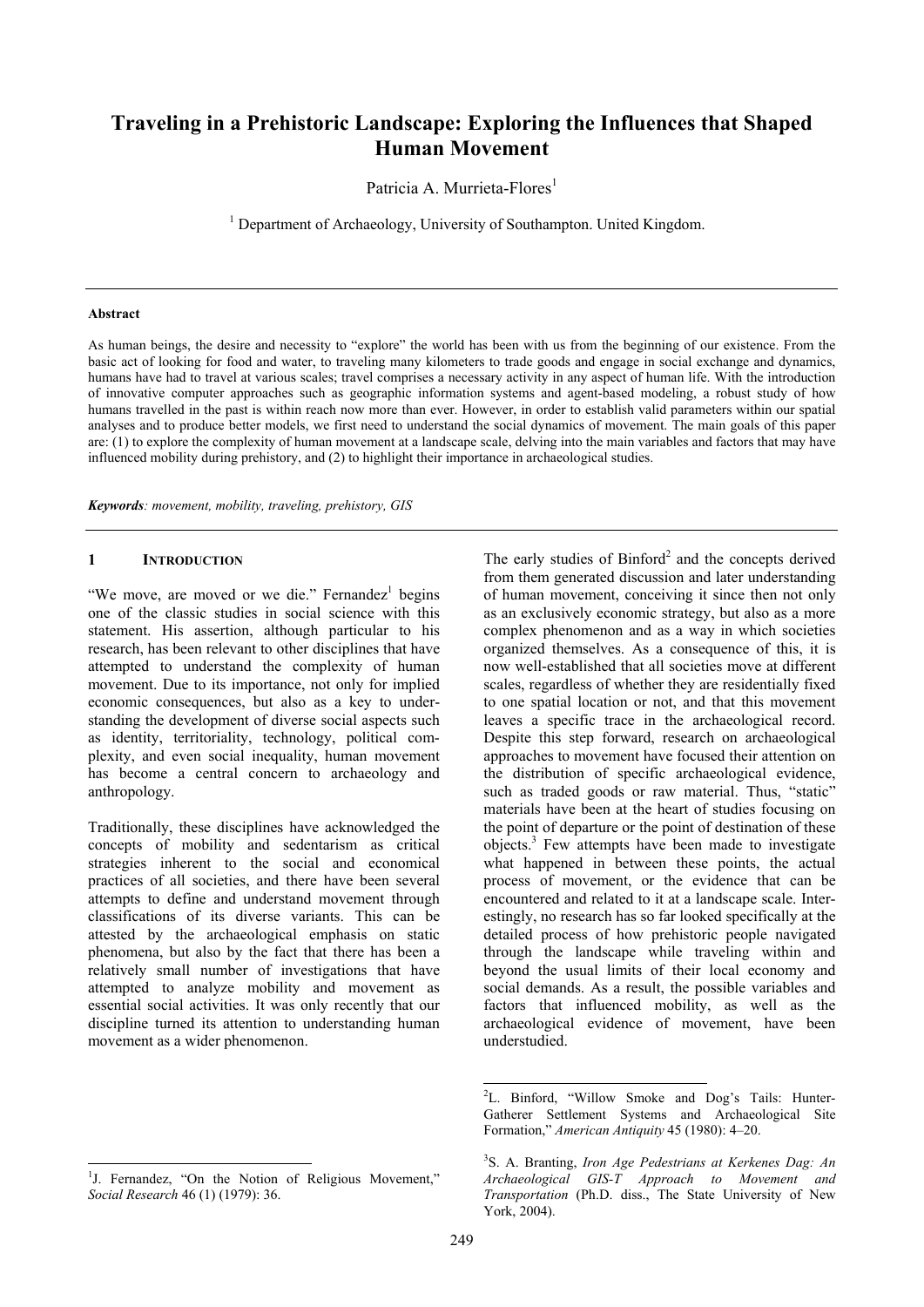# Traveling in a Prehistoric Landscape: Exploring the Influences that Shaped Human Movement

Patricia A. Murrieta-Flores[1]

[1] Department of Archaeology, University of Southampton. United Kingdom.

---

**Abstract**

As human beings, the desire and necessity to "explore" the world has been with us from the beginning of our existence. From the basic act of looking for food and water, to traveling many kilometers to trade goods and engage in social exchange and dynamics, humans have had to travel at various scales; travel comprises a necessary activity in any aspect of human life. With the introduction of innovative computer approaches such as geographic information systems and agent-based modeling, a robust study of how humans travelled in the past is within reach now more than ever. However, in order to establish valid parameters within our spatial analyses and to produce better models, we first need to understand the social dynamics of movement. The main goals of this paper are: (1) to explore the complexity of human movement at a landscape scale, delving into the main variables and factors that may have influenced mobility during prehistory, and (2) to highlight their importance in archaeological studies.

***Keywords**: movement, mobility, traveling, prehistory, GIS*

---

## 1 Introduction

"We move, are moved or we die." Fernandez[1] begins one of the classic studies in social science with this statement. His assertion, although particular to his research, has been relevant to other disciplines that have attempted to understand the complexity of human movement. Due to its importance, not only for implied economic consequences, but also as a key to understanding the development of diverse social aspects such as identity, territoriality, technology, political complexity, and even social inequality, human movement has become a central concern to archaeology and anthropology.

Traditionally, these disciplines have acknowledged the concepts of mobility and sedentarism as critical strategies inherent to the social and economical practices of all societies, and there have been several attempts to define and understand movement through classifications of its diverse variants. This can be attested by the archaeological emphasis on static phenomena, but also by the fact that there has been a relatively small number of investigations that have attempted to analyze mobility and movement as essential social activities. It was only recently that our discipline turned its attention to understanding human movement as a wider phenomenon.

The early studies of Binford[2] and the concepts derived from them generated discussion and later understanding of human movement, conceiving it since then not only as an exclusively economic strategy, but also as a more complex phenomenon and as a way in which societies organized themselves. As a consequence of this, it is now well-established that all societies move at different scales, regardless of whether they are residentially fixed to one spatial location or not, and that this movement leaves a specific trace in the archaeological record. Despite this step forward, research on archaeological approaches to movement have focused their attention on the distribution of specific archaeological evidence, such as traded goods or raw material. Thus, "static" materials have been at the heart of studies focusing on the point of departure or the point of destination of these objects.[3] Few attempts have been made to investigate what happened in between these points, the actual process of movement, or the evidence that can be encountered and related to it at a landscape scale. Interestingly, no research has so far looked specifically at the detailed process of how prehistoric people navigated through the landscape while traveling within and beyond the usual limits of their local economy and social demands. As a result, the possible variables and factors that influenced mobility, as well as the archaeological evidence of movement, have been understudied.

---

[1] J. Fernandez, "On the Notion of Religious Movement," *Social Research* 46 (1) (1979): 36.

[2] L. Binford, "Willow Smoke and Dog's Tails: Hunter-Gatherer Settlement Systems and Archaeological Site Formation," *American Antiquity* 45 (1980): 4–20.

[3] S. A. Branting, *Iron Age Pedestrians at Kerkenes Dag: An Archaeological GIS-T Approach to Movement and Transportation* (Ph.D. diss., The State University of New York, 2004).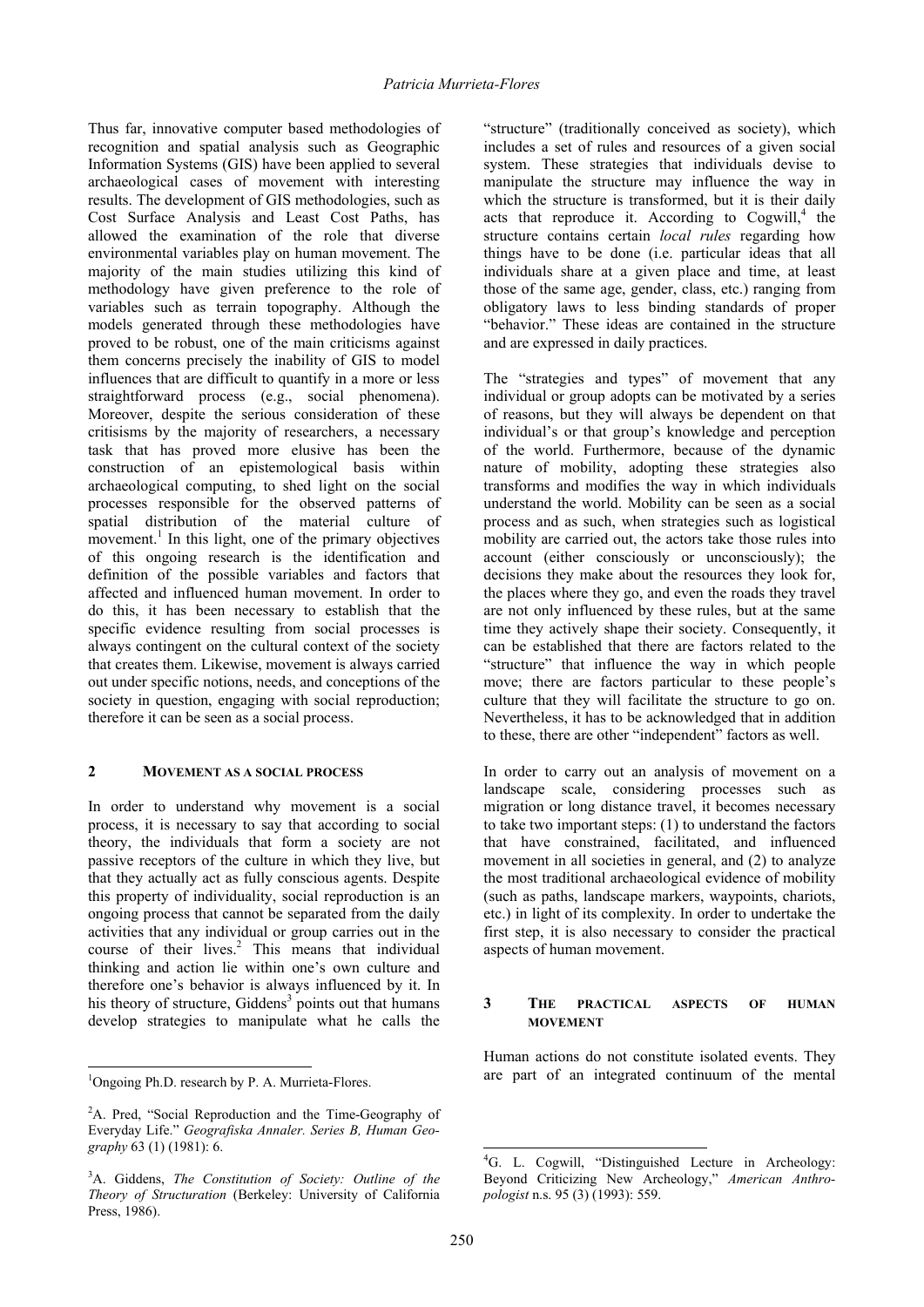Thus far, innovative computer based methodologies of recognition and spatial analysis such as Geographic Information Systems (GIS) have been applied to several archaeological cases of movement with interesting results. The development of GIS methodologies, such as Cost Surface Analysis and Least Cost Paths, has allowed the examination of the role that diverse environmental variables play on human movement. The majority of the main studies utilizing this kind of methodology have given preference to the role of variables such as terrain topography. Although the models generated through these methodologies have proved to be robust, one of the main criticisms against them concerns precisely the inability of GIS to model influences that are difficult to quantify in a more or less straightforward process (e.g., social phenomena). Moreover, despite the serious consideration of these critisisms by the majority of researchers, a necessary task that has proved more elusive has been the construction of an epistemological basis within archaeological computing, to shed light on the social processes responsible for the observed patterns of spatial distribution of the material culture of movement.[1] In this light, one of the primary objectives of this ongoing research is the identification and definition of the possible variables and factors that affected and influenced human movement. In order to do this, it has been necessary to establish that the specific evidence resulting from social processes is always contingent on the cultural context of the society that creates them. Likewise, movement is always carried out under specific notions, needs, and conceptions of the society in question, engaging with social reproduction; therefore it can be seen as a social process.

## 2 Movement as a social process

In order to understand why movement is a social process, it is necessary to say that according to social theory, the individuals that form a society are not passive receptors of the culture in which they live, but that they actually act as fully conscious agents. Despite this property of individuality, social reproduction is an ongoing process that cannot be separated from the daily activities that any individual or group carries out in the course of their lives.[2] This means that individual thinking and action lie within one's own culture and therefore one's behavior is always influenced by it. In his theory of structure, Giddens[3] points out that humans develop strategies to manipulate what he calls the "structure" (traditionally conceived as society), which includes a set of rules and resources of a given social system. These strategies that individuals devise to manipulate the structure may influence the way in which the structure is transformed, but it is their daily acts that reproduce it. According to Cogwill,[4] the structure contains certain *local rules* regarding how things have to be done (i.e. particular ideas that all individuals share at a given place and time, at least those of the same age, gender, class, etc.) ranging from obligatory laws to less binding standards of proper "behavior." These ideas are contained in the structure and are expressed in daily practices.

The "strategies and types" of movement that any individual or group adopts can be motivated by a series of reasons, but they will always be dependent on that individual's or that group's knowledge and perception of the world. Furthermore, because of the dynamic nature of mobility, adopting these strategies also transforms and modifies the way in which individuals understand the world. Mobility can be seen as a social process and as such, when strategies such as logistical mobility are carried out, the actors take those rules into account (either consciously or unconsciously); the decisions they make about the resources they look for, the places where they go, and even the roads they travel are not only influenced by these rules, but at the same time they actively shape their society. Consequently, it can be established that there are factors related to the "structure" that influence the way in which people move; there are factors particular to these people's culture that they will facilitate the structure to go on. Nevertheless, it has to be acknowledged that in addition to these, there are other "independent" factors as well.

In order to carry out an analysis of movement on a landscape scale, considering processes such as migration or long distance travel, it becomes necessary to take two important steps: (1) to understand the factors that have constrained, facilitated, and influenced movement in all societies in general, and (2) to analyze the most traditional archaeological evidence of mobility (such as paths, landscape markers, waypoints, chariots, etc.) in light of its complexity. In order to undertake the first step, it is also necessary to consider the practical aspects of human movement.

## 3 The practical aspects of human movement

Human actions do not constitute isolated events. They are part of an integrated continuum of the mental

---

[1] Ongoing Ph.D. research by P. A. Murrieta-Flores.

[2] A. Pred, "Social Reproduction and the Time-Geography of Everyday Life." *Geografiska Annaler. Series B, Human Geography* 63 (1) (1981): 6.

[3] A. Giddens, *The Constitution of Society: Outline of the Theory of Structuration* (Berkeley: University of California Press, 1986).

[4] G. L. Cogwill, "Distinguished Lecture in Archeology: Beyond Criticizing New Archeology," *American Anthropologist* n.s. 95 (3) (1993): 559.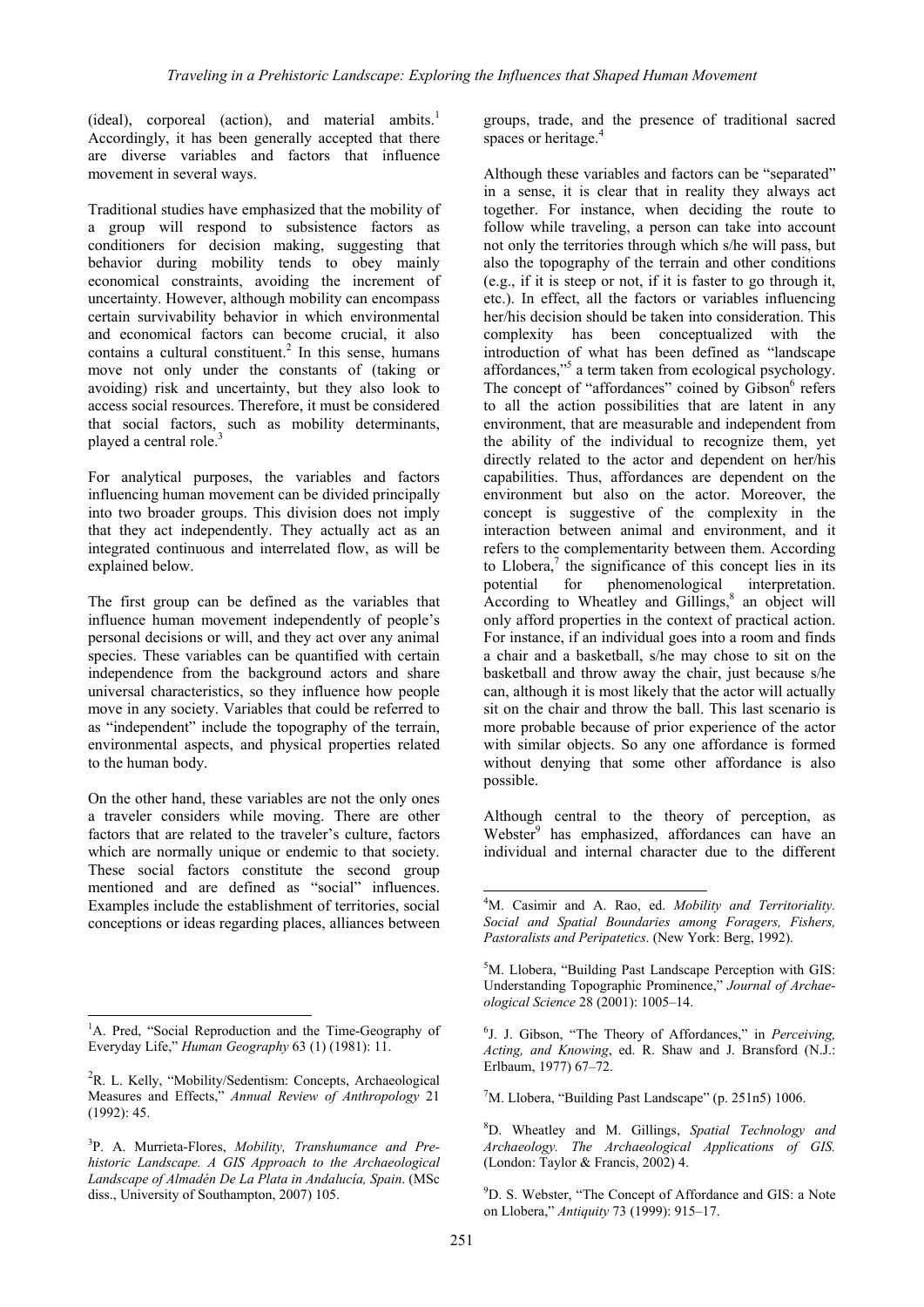(ideal), corporeal (action), and material ambits.[1] Accordingly, it has been generally accepted that there are diverse variables and factors that influence movement in several ways.

Traditional studies have emphasized that the mobility of a group will respond to subsistence factors as conditioners for decision making, suggesting that behavior during mobility tends to obey mainly economical constraints, avoiding the increment of uncertainty. However, although mobility can encompass certain survivability behavior in which environmental and economical factors can become crucial, it also contains a cultural constituent.[2] In this sense, humans move not only under the constants of (taking or avoiding) risk and uncertainty, but they also look to access social resources. Therefore, it must be considered that social factors, such as mobility determinants, played a central role.[3]

For analytical purposes, the variables and factors influencing human movement can be divided principally into two broader groups. This division does not imply that they act independently. They actually act as an integrated continuous and interrelated flow, as will be explained below.

The first group can be defined as the variables that influence human movement independently of people's personal decisions or will, and they act over any animal species. These variables can be quantified with certain independence from the background actors and share universal characteristics, so they influence how people move in any society. Variables that could be referred to as "independent" include the topography of the terrain, environmental aspects, and physical properties related to the human body.

On the other hand, these variables are not the only ones a traveler considers while moving. There are other factors that are related to the traveler's culture, factors which are normally unique or endemic to that society. These social factors constitute the second group mentioned and are defined as "social" influences. Examples include the establishment of territories, social conceptions or ideas regarding places, alliances between groups, trade, and the presence of traditional sacred spaces or heritage.[4]

Although these variables and factors can be "separated" in a sense, it is clear that in reality they always act together. For instance, when deciding the route to follow while traveling, a person can take into account not only the territories through which s/he will pass, but also the topography of the terrain and other conditions (e.g., if it is steep or not, if it is faster to go through it, etc.). In effect, all the factors or variables influencing her/his decision should be taken into consideration. This complexity has been conceptualized with the introduction of what has been defined as "landscape affordances,"[5] a term taken from ecological psychology. The concept of "affordances" coined by Gibson[6] refers to all the action possibilities that are latent in any environment, that are measurable and independent from the ability of the individual to recognize them, yet directly related to the actor and dependent on her/his capabilities. Thus, affordances are dependent on the environment but also on the actor. Moreover, the concept is suggestive of the complexity in the interaction between animal and environment, and it refers to the complementarity between them. According to Llobera,[7] the significance of this concept lies in its potential for phenomenological interpretation. According to Wheatley and Gillings,[8] an object will only afford properties in the context of practical action. For instance, if an individual goes into a room and finds a chair and a basketball, s/he may chose to sit on the basketball and throw away the chair, just because s/he can, although it is most likely that the actor will actually sit on the chair and throw the ball. This last scenario is more probable because of prior experience of the actor with similar objects. So any one affordance is formed without denying that some other affordance is also possible.

Although central to the theory of perception, as Webster[9] has emphasized, affordances can have an individual and internal character due to the different

---

[1] A. Pred, "Social Reproduction and the Time-Geography of Everyday Life," *Human Geography* 63 (1) (1981): 11.

[2] R. L. Kelly, "Mobility/Sedentism: Concepts, Archaeological Measures and Effects," *Annual Review of Anthropology* 21 (1992): 45.

[3] P. A. Murrieta-Flores, *Mobility, Transhumance and Prehistoric Landscape. A GIS Approach to the Archaeological Landscape of Almadén De La Plata in Andalucía, Spain*. (MSc diss., University of Southampton, 2007) 105.

[4] M. Casimir and A. Rao, ed. *Mobility and Territoriality. Social and Spatial Boundaries among Foragers, Fishers, Pastoralists and Peripatetics*. (New York: Berg, 1992).

[5] M. Llobera, "Building Past Landscape Perception with GIS: Understanding Topographic Prominence," *Journal of Archaeological Science* 28 (2001): 1005–14.

[6] J. J. Gibson, "The Theory of Affordances," in *Perceiving, Acting, and Knowing*, ed. R. Shaw and J. Bransford (N.J.: Erlbaum, 1977) 67–72.

[7] M. Llobera, "Building Past Landscape" (p. 251n5) 1006.

[8] D. Wheatley and M. Gillings, *Spatial Technology and Archaeology. The Archaeological Applications of GIS.* (London: Taylor & Francis, 2002) 4.

[9] D. S. Webster, "The Concept of Affordance and GIS: a Note on Llobera," *Antiquity* 73 (1999): 915–17.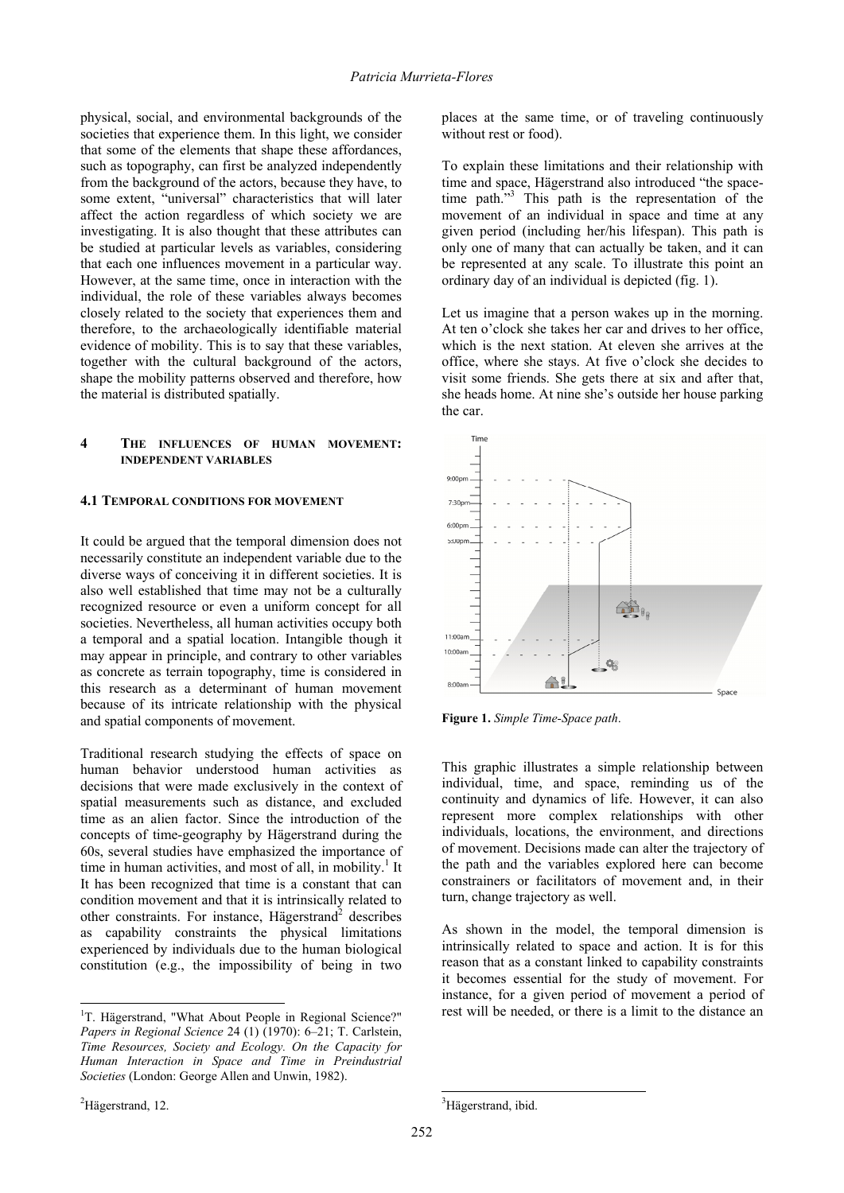physical, social, and environmental backgrounds of the societies that experience them. In this light, we consider that some of the elements that shape these affordances, such as topography, can first be analyzed independently from the background of the actors, because they have, to some extent, "universal" characteristics that will later affect the action regardless of which society we are investigating. It is also thought that these attributes can be studied at particular levels as variables, considering that each one influences movement in a particular way. However, at the same time, once in interaction with the individual, the role of these variables always becomes closely related to the society that experiences them and therefore, to the archaeologically identifiable material evidence of mobility. This is to say that these variables, together with the cultural background of the actors, shape the mobility patterns observed and therefore, how the material is distributed spatially.

## 4 THE INFLUENCES OF HUMAN MOVEMENT: INDEPENDENT VARIABLES

### 4.1 TEMPORAL CONDITIONS FOR MOVEMENT

It could be argued that the temporal dimension does not necessarily constitute an independent variable due to the diverse ways of conceiving it in different societies. It is also well established that time may not be a culturally recognized resource or even a uniform concept for all societies. Nevertheless, all human activities occupy both a temporal and a spatial location. Intangible though it may appear in principle, and contrary to other variables as concrete as terrain topography, time is considered in this research as a determinant of human movement because of its intricate relationship with the physical and spatial components of movement.

Traditional research studying the effects of space on human behavior understood human activities as decisions that were made exclusively in the context of spatial measurements such as distance, and excluded time as an alien factor. Since the introduction of the concepts of time-geography by Hägerstrand during the 60s, several studies have emphasized the importance of time in human activities, and most of all, in mobility.[1] It It has been recognized that time is a constant that can condition movement and that it is intrinsically related to other constraints. For instance, Hägerstrand[2] describes as capability constraints the physical limitations experienced by individuals due to the human biological constitution (e.g., the impossibility of being in two places at the same time, or of traveling continuously without rest or food).

To explain these limitations and their relationship with time and space, Hägerstrand also introduced "the space-time path."[3] This path is the representation of the movement of an individual in space and time at any given period (including her/his lifespan). This path is only one of many that can actually be taken, and it can be represented at any scale. To illustrate this point an ordinary day of an individual is depicted (fig. 1).

Let us imagine that a person wakes up in the morning. At ten o'clock she takes her car and drives to her office, which is the next station. At eleven she arrives at the office, where she stays. At five o'clock she decides to visit some friends. She gets there at six and after that, she heads home. At nine she's outside her house parking the car.

**Figure 1.** *Simple Time-Space path.*

This graphic illustrates a simple relationship between individual, time, and space, reminding us of the continuity and dynamics of life. However, it can also represent more complex relationships with other individuals, locations, the environment, and directions of movement. Decisions made can alter the trajectory of the path and the variables explored here can become constrainers or facilitators of movement and, in their turn, change trajectory as well.

As shown in the model, the temporal dimension is intrinsically related to space and action. It is for this reason that as a constant linked to capability constraints it becomes essential for the study of movement. For instance, for a given period of movement a period of rest will be needed, or there is a limit to the distance an

---

[1] T. Hägerstrand, "What About People in Regional Science?" *Papers in Regional Science* 24 (1) (1970): 6–21; T. Carlstein, *Time Resources, Society and Ecology. On the Capacity for Human Interaction in Space and Time in Preindustrial Societies* (London: George Allen and Unwin, 1982).

[2] Hägerstrand, 12.

[3] Hägerstrand, ibid.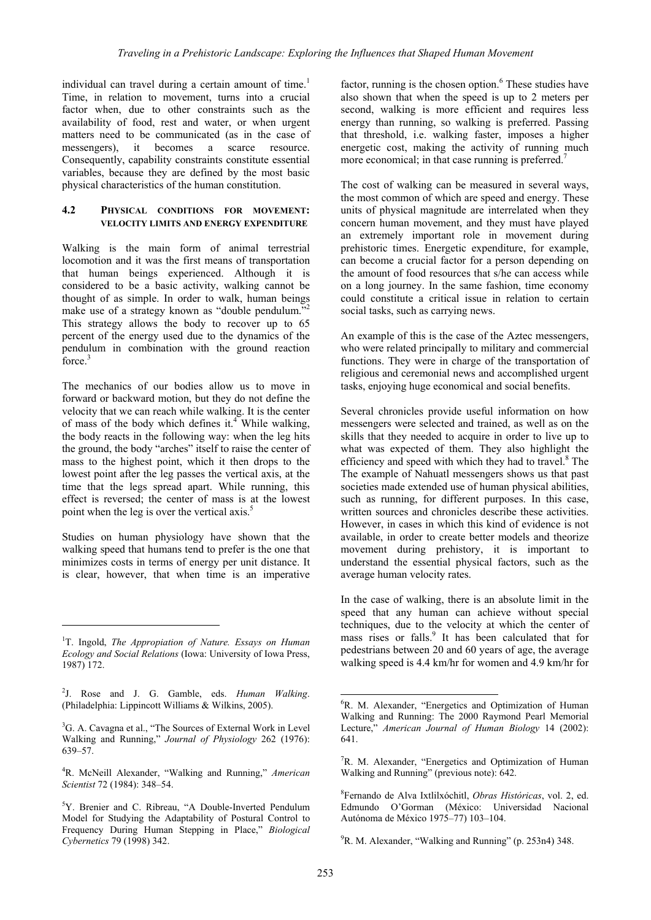individual can travel during a certain amount of time.[1] Time, in relation to movement, turns into a crucial factor when, due to other constraints such as the availability of food, rest and water, or when urgent matters need to be communicated (as in the case of messengers), it becomes a scarce resource. Consequently, capability constraints constitute essential variables, because they are defined by the most basic physical characteristics of the human constitution.

### 4.2 Physical conditions for movement: velocity limits and energy expenditure

Walking is the main form of animal terrestrial locomotion and it was the first means of transportation that human beings experienced. Although it is considered to be a basic activity, walking cannot be thought of as simple. In order to walk, human beings make use of a strategy known as "double pendulum."[2] This strategy allows the body to recover up to 65 percent of the energy used due to the dynamics of the pendulum in combination with the ground reaction force.[3]

The mechanics of our bodies allow us to move in forward or backward motion, but they do not define the velocity that we can reach while walking. It is the center of mass of the body which defines it.[4] While walking, the body reacts in the following way: when the leg hits the ground, the body "arches" itself to raise the center of mass to the highest point, which it then drops to the lowest point after the leg passes the vertical axis, at the time that the legs spread apart. While running, this effect is reversed; the center of mass is at the lowest point when the leg is over the vertical axis.[5]

Studies on human physiology have shown that the walking speed that humans tend to prefer is the one that minimizes costs in terms of energy per unit distance. It is clear, however, that when time is an imperative factor, running is the chosen option.[6] These studies have also shown that when the speed is up to 2 meters per second, walking is more efficient and requires less energy than running, so walking is preferred. Passing that threshold, i.e. walking faster, imposes a higher energetic cost, making the activity of running much more economical; in that case running is preferred.[7]

The cost of walking can be measured in several ways, the most common of which are speed and energy. These units of physical magnitude are interrelated when they concern human movement, and they must have played an extremely important role in movement during prehistoric times. Energetic expenditure, for example, can become a crucial factor for a person depending on the amount of food resources that s/he can access while on a long journey. In the same fashion, time economy could constitute a critical issue in relation to certain social tasks, such as carrying news.

An example of this is the case of the Aztec messengers, who were related principally to military and commercial functions. They were in charge of the transportation of religious and ceremonial news and accomplished urgent tasks, enjoying huge economical and social benefits.

Several chronicles provide useful information on how messengers were selected and trained, as well as on the skills that they needed to acquire in order to live up to what was expected of them. They also highlight the efficiency and speed with which they had to travel.[8] The The example of Nahuatl messengers shows us that past societies made extended use of human physical abilities, such as running, for different purposes. In this case, written sources and chronicles describe these activities. However, in cases in which this kind of evidence is not available, in order to create better models and theorize movement during prehistory, it is important to understand the essential physical factors, such as the average human velocity rates.

In the case of walking, there is an absolute limit in the speed that any human can achieve without special techniques, due to the velocity at which the center of mass rises or falls.[9] It has been calculated that for pedestrians between 20 and 60 years of age, the average walking speed is 4.4 km/hr for women and 4.9 km/hr for

---

[1] T. Ingold, *The Appropiation of Nature. Essays on Human Ecology and Social Relations* (Iowa: University of Iowa Press, 1987) 172.

[2] J. Rose and J. G. Gamble, eds. *Human Walking*. (Philadelphia: Lippincott Williams & Wilkins, 2005).

[3] G. A. Cavagna et al., "The Sources of External Work in Level Walking and Running," *Journal of Physiology* 262 (1976): 639–57.

[4] R. McNeill Alexander, "Walking and Running," *American Scientist* 72 (1984): 348–54.

[5] Y. Brenier and C. Ribreau, "A Double-Inverted Pendulum Model for Studying the Adaptability of Postural Control to Frequency During Human Stepping in Place," *Biological Cybernetics* 79 (1998) 342.

[6] R. M. Alexander, "Energetics and Optimization of Human Walking and Running: The 2000 Raymond Pearl Memorial Lecture," *American Journal of Human Biology* 14 (2002): 641.

[7] R. M. Alexander, "Energetics and Optimization of Human Walking and Running" (previous note): 642.

[8] Fernando de Alva Ixtlilxóchitl, *Obras Históricas*, vol. 2, ed. Edmundo O'Gorman (México: Universidad Nacional Autónoma de México 1975–77) 103–104.

[9] R. M. Alexander, "Walking and Running" (p. 253n4) 348.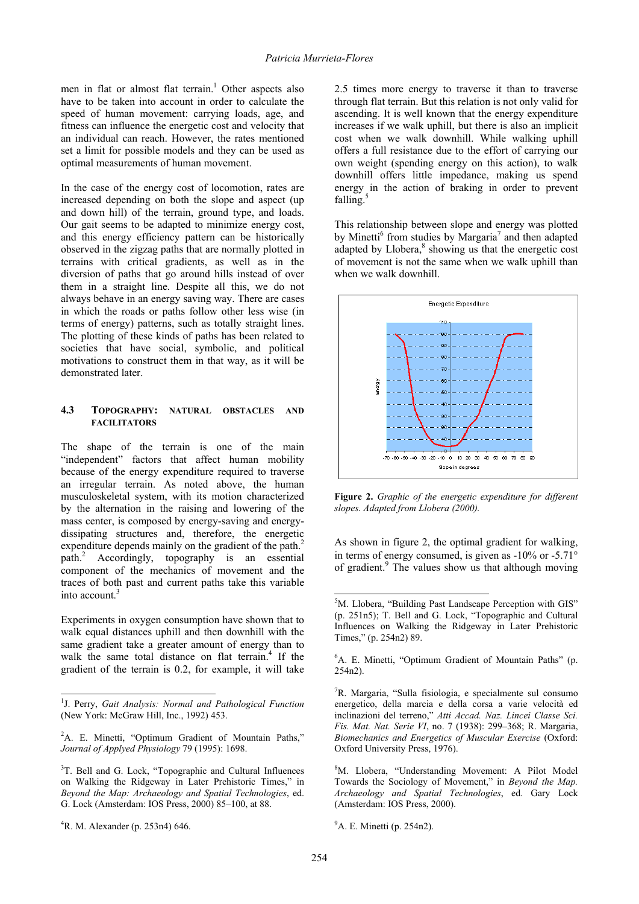men in flat or almost flat terrain.[1] Other aspects also have to be taken into account in order to calculate the speed of human movement: carrying loads, age, and fitness can influence the energetic cost and velocity that an individual can reach. However, the rates mentioned set a limit for possible models and they can be used as optimal measurements of human movement.

In the case of the energy cost of locomotion, rates are increased depending on both the slope and aspect (up and down hill) of the terrain, ground type, and loads. Our gait seems to be adapted to minimize energy cost, and this energy efficiency pattern can be historically observed in the zigzag paths that are normally plotted in terrains with critical gradients, as well as in the diversion of paths that go around hills instead of over them in a straight line. Despite all this, we do not always behave in an energy saving way. There are cases in which the roads or paths follow other less wise (in terms of energy) patterns, such as totally straight lines. The plotting of these kinds of paths has been related to societies that have social, symbolic, and political motivations to construct them in that way, as it will be demonstrated later.

### 4.3 Topography: Natural Obstacles and Facilitators

The shape of the terrain is one of the main "independent" factors that affect human mobility because of the energy expenditure required to traverse an irregular terrain. As noted above, the human musculoskeletal system, with its motion characterized by the alternation in the raising and lowering of the mass center, is composed by energy-saving and energy-dissipating structures and, therefore, the energetic expenditure depends mainly on the gradient of the path.[2] path.[2] Accordingly, topography is an essential component of the mechanics of movement and the traces of both past and current paths take this variable into account.[3]

Experiments in oxygen consumption have shown that to walk equal distances uphill and then downhill with the same gradient take a greater amount of energy than to walk the same total distance on flat terrain.[4] If the gradient of the terrain is 0.2, for example, it will take 2.5 times more energy to traverse it than to traverse through flat terrain. But this relation is not only valid for ascending. It is well known that the energy expenditure increases if we walk uphill, but there is also an implicit cost when we walk downhill. While walking uphill offers a full resistance due to the effort of carrying our own weight (spending energy on this action), to walk downhill offers little impedance, making us spend energy in the action of braking in order to prevent falling.[5]

This relationship between slope and energy was plotted by Minetti[6] from studies by Margaria[7] and then adapted adapted by Llobera,[8] showing us that the energetic cost of movement is not the same when we walk uphill than when we walk downhill.

**Figure 2.** *Graphic of the energetic expenditure for different slopes. Adapted from Llobera (2000).*

As shown in figure 2, the optimal gradient for walking, in terms of energy consumed, is given as -10% or -5.71° of gradient.[9] The values show us that although moving

---

[1] J. Perry, *Gait Analysis: Normal and Pathological Function* (New York: McGraw Hill, Inc., 1992) 453.

[2] A. E. Minetti, "Optimum Gradient of Mountain Paths," *Journal of Applyed Physiology* 79 (1995): 1698.

[3] T. Bell and G. Lock, "Topographic and Cultural Influences on Walking the Ridgeway in Later Prehistoric Times," in *Beyond the Map: Archaeology and Spatial Technologies*, ed. G. Lock (Amsterdam: IOS Press, 2000) 85–100, at 88.

[4] R. M. Alexander (p. 253n4) 646.

[5] M. Llobera, "Building Past Landscape Perception with GIS" (p. 251n5); T. Bell and G. Lock, "Topographic and Cultural Influences on Walking the Ridgeway in Later Prehistoric Times," (p. 254n2) 89.

[6] A. E. Minetti, "Optimum Gradient of Mountain Paths" (p. 254n2).

[7] R. Margaria, "Sulla fisiologia, e specialmente sul consumo energetico, della marcia e della corsa a varie velocità ed inclinazioni del terreno," *Atti Accad. Naz. Lincei Classe Sci. Fis. Mat. Nat. Serie VI*, no. 7 (1938): 299–368; R. Margaria, *Biomechanics and Energetics of Muscular Exercise* (Oxford: Oxford University Press, 1976).

[8] M. Llobera, "Understanding Movement: A Pilot Model Towards the Sociology of Movement," in *Beyond the Map. Archaeology and Spatial Technologies*, ed. Gary Lock (Amsterdam: IOS Press, 2000).

[9] A. E. Minetti (p. 254n2).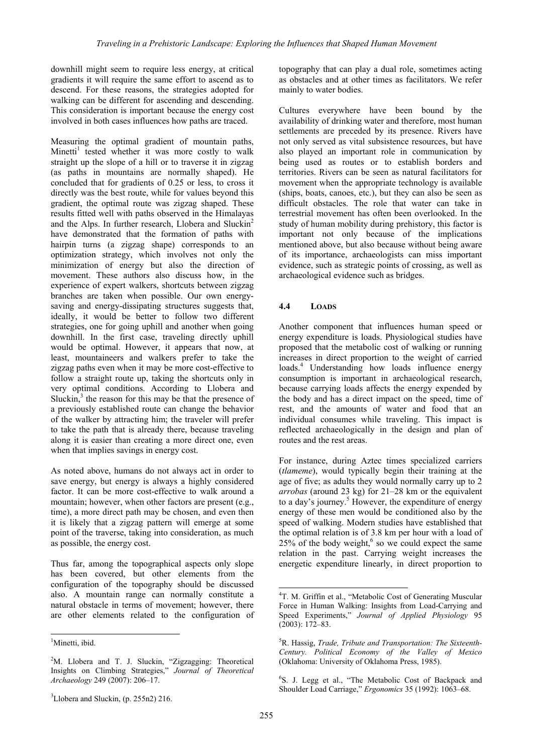downhill might seem to require less energy, at critical gradients it will require the same effort to ascend as to descend. For these reasons, the strategies adopted for walking can be different for ascending and descending. This consideration is important because the energy cost involved in both cases influences how paths are traced.

Measuring the optimal gradient of mountain paths, Minetti[1] tested whether it was more costly to walk straight up the slope of a hill or to traverse it in zigzag (as paths in mountains are normally shaped). He concluded that for gradients of 0.25 or less, to cross it directly was the best route, while for values beyond this gradient, the optimal route was zigzag shaped. These results fitted well with paths observed in the Himalayas and the Alps. In further research, Llobera and Sluckin[2] have demonstrated that the formation of paths with hairpin turns (a zigzag shape) corresponds to an optimization strategy, which involves not only the minimization of energy but also the direction of movement. These authors also discuss how, in the experience of expert walkers, shortcuts between zigzag branches are taken when possible. Our own energy-saving and energy-dissipating structures suggests that, ideally, it would be better to follow two different strategies, one for going uphill and another when going downhill. In the first case, traveling directly uphill would be optimal. However, it appears that now, at least, mountaineers and walkers prefer to take the zigzag paths even when it may be more cost-effective to follow a straight route up, taking the shortcuts only in very optimal conditions. According to Llobera and Sluckin,[3] the reason for this may be that the presence of a previously established route can change the behavior of the walker by attracting him; the traveler will prefer to take the path that is already there, because traveling along it is easier than creating a more direct one, even when that implies savings in energy cost.

As noted above, humans do not always act in order to save energy, but energy is always a highly considered factor. It can be more cost-effective to walk around a mountain; however, when other factors are present (e.g., time), a more direct path may be chosen, and even then it is likely that a zigzag pattern will emerge at some point of the traverse, taking into consideration, as much as possible, the energy cost.

Thus far, among the topographical aspects only slope has been covered, but other elements from the configuration of the topography should be discussed also. A mountain range can normally constitute a natural obstacle in terms of movement; however, there are other elements related to the configuration of topography that can play a dual role, sometimes acting as obstacles and at other times as facilitators. We refer mainly to water bodies.

Cultures everywhere have been bound by the availability of drinking water and therefore, most human settlements are preceded by its presence. Rivers have not only served as vital subsistence resources, but have also played an important role in communication by being used as routes or to establish borders and territories. Rivers can be seen as natural facilitators for movement when the appropriate technology is available (ships, boats, canoes, etc.), but they can also be seen as difficult obstacles. The role that water can take in terrestrial movement has often been overlooked. In the study of human mobility during prehistory, this factor is important not only because of the implications mentioned above, but also because without being aware of its importance, archaeologists can miss important evidence, such as strategic points of crossing, as well as archaeological evidence such as bridges.

### 4.4 Loads

Another component that influences human speed or energy expenditure is loads. Physiological studies have proposed that the metabolic cost of walking or running increases in direct proportion to the weight of carried loads.[4] Understanding how loads influence energy consumption is important in archaeological research, because carrying loads affects the energy expended by the body and has a direct impact on the speed, time of rest, and the amounts of water and food that an individual consumes while traveling. This impact is reflected archaeologically in the design and plan of routes and the rest areas.

For instance, during Aztec times specialized carriers (*tlameme*), would typically begin their training at the age of five; as adults they would normally carry up to 2 *arrobas* (around 23 kg) for 21–28 km or the equivalent to a day's journey.[5] However, the expenditure of energy energy of these men would be conditioned also by the speed of walking. Modern studies have established that the optimal relation is of 3.8 km per hour with a load of 25% of the body weight,[6] so we could expect the same relation in the past. Carrying weight increases the energetic expenditure linearly, in direct proportion to

---

[1] Minetti, ibid.

[2] M. Llobera and T. J. Sluckin, "Zigzagging: Theoretical Insights on Climbing Strategies," *Journal of Theoretical Archaeology* 249 (2007): 206–17.

[3] Llobera and Sluckin, (p. 255n2) 216.

[4] T. M. Griffin et al., "Metabolic Cost of Generating Muscular Force in Human Walking: Insights from Load-Carrying and Speed Experiments," *Journal of Applied Physiology* 95 (2003): 172–83.

[5] R. Hassig, *Trade, Tribute and Transportation: The Sixteenth-Century. Political Economy of the Valley of Mexico* (Oklahoma: University of Oklahoma Press, 1985).

[6] S. J. Legg et al., "The Metabolic Cost of Backpack and Shoulder Load Carriage," *Ergonomics* 35 (1992): 1063–68.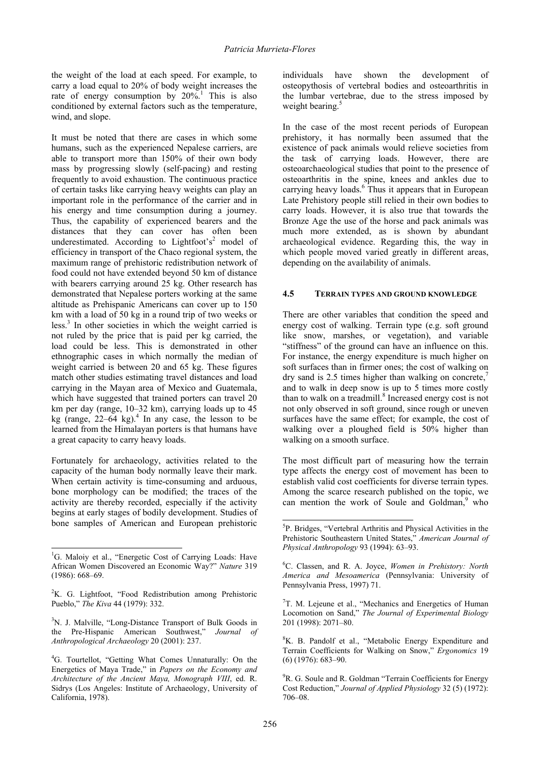the weight of the load at each speed. For example, to carry a load equal to 20% of body weight increases the rate of energy consumption by 20%.[1] This is also conditioned by external factors such as the temperature, wind, and slope.

It must be noted that there are cases in which some humans, such as the experienced Nepalese carriers, are able to transport more than 150% of their own body mass by progressing slowly (self-pacing) and resting frequently to avoid exhaustion. The continuous practice of certain tasks like carrying heavy weights can play an important role in the performance of the carrier and in his energy and time consumption during a journey. Thus, the capability of experienced bearers and the distances that they can cover has often been underestimated. According to Lightfoot's[2] model of efficiency in transport of the Chaco regional system, the maximum range of prehistoric redistribution network of food could not have extended beyond 50 km of distance with bearers carrying around 25 kg. Other research has demonstrated that Nepalese porters working at the same altitude as Prehispanic Americans can cover up to 150 km with a load of 50 kg in a round trip of two weeks or less.[3] In other societies in which the weight carried is not ruled by the price that is paid per kg carried, the load could be less. This is demonstrated in other ethnographic cases in which normally the median of weight carried is between 20 and 65 kg. These figures match other studies estimating travel distances and load carrying in the Mayan area of Mexico and Guatemala, which have suggested that trained porters can travel 20 km per day (range, 10–32 km), carrying loads up to 45 kg (range, 22–64 kg).[4] In any case, the lesson to be learned from the Himalayan porters is that humans have a great capacity to carry heavy loads.

Fortunately for archaeology, activities related to the capacity of the human body normally leave their mark. When certain activity is time-consuming and arduous, bone morphology can be modified; the traces of the activity are thereby recorded, especially if the activity begins at early stages of bodily development. Studies of bone samples of American and European prehistoric individuals have shown the development of osteopythosis of vertebral bodies and osteoarthritis in the lumbar vertebrae, due to the stress imposed by weight bearing.[5]

In the case of the most recent periods of European prehistory, it has normally been assumed that the existence of pack animals would relieve societies from the task of carrying loads. However, there are osteoarchaeological studies that point to the presence of osteoarthritis in the spine, knees and ankles due to carrying heavy loads.[6] Thus it appears that in European Late Prehistory people still relied in their own bodies to carry loads. However, it is also true that towards the Bronze Age the use of the horse and pack animals was much more extended, as is shown by abundant archaeological evidence. Regarding this, the way in which people moved varied greatly in different areas, depending on the availability of animals.

### 4.5 Terrain types and ground knowledge

There are other variables that condition the speed and energy cost of walking. Terrain type (e.g. soft ground like snow, marshes, or vegetation), and variable "stiffness" of the ground can have an influence on this. For instance, the energy expenditure is much higher on soft surfaces than in firmer ones; the cost of walking on dry sand is 2.5 times higher than walking on concrete,[7] and to walk in deep snow is up to 5 times more costly than to walk on a treadmill.[8] Increased energy cost is not not only observed in soft ground, since rough or uneven surfaces have the same effect; for example, the cost of walking over a ploughed field is 50% higher than walking on a smooth surface.

The most difficult part of measuring how the terrain type affects the energy cost of movement has been to establish valid cost coefficients for diverse terrain types. Among the scarce research published on the topic, we can mention the work of Soule and Goldman,[9] who

---

[1] G. Maloiy et al., "Energetic Cost of Carrying Loads: Have African Women Discovered an Economic Way?" *Nature* 319 (1986): 668–69.

[2] K. G. Lightfoot, "Food Redistribution among Prehistoric Pueblo," *The Kiva* 44 (1979): 332.

[3] N. J. Malville, "Long-Distance Transport of Bulk Goods in the Pre-Hispanic American Southwest," *Journal of Anthropological Archaeology* 20 (2001): 237.

[4] G. Tourtellot, "Getting What Comes Unnaturally: On the Energetics of Maya Trade," in *Papers on the Economy and Architecture of the Ancient Maya, Monograph VIII*, ed. R. Sidrys (Los Angeles: Institute of Archaeology, University of California, 1978).

[5] P. Bridges, "Vertebral Arthritis and Physical Activities in the Prehistoric Southeastern United States," *American Journal of Physical Anthropology* 93 (1994): 63–93.

[6] C. Classen, and R. A. Joyce, *Women in Prehistory: North America and Mesoamerica* (Pennsylvania: University of Pennsylvania Press, 1997) 71.

[7] T. M. Lejeune et al., "Mechanics and Energetics of Human Locomotion on Sand," *The Journal of Experimental Biology* 201 (1998): 2071–80.

[8] K. B. Pandolf et al., "Metabolic Energy Expenditure and Terrain Coefficients for Walking on Snow," *Ergonomics* 19 (6) (1976): 683–90.

[9] R. G. Soule and R. Goldman "Terrain Coefficients for Energy Cost Reduction," *Journal of Applied Physiology* 32 (5) (1972): 706–08.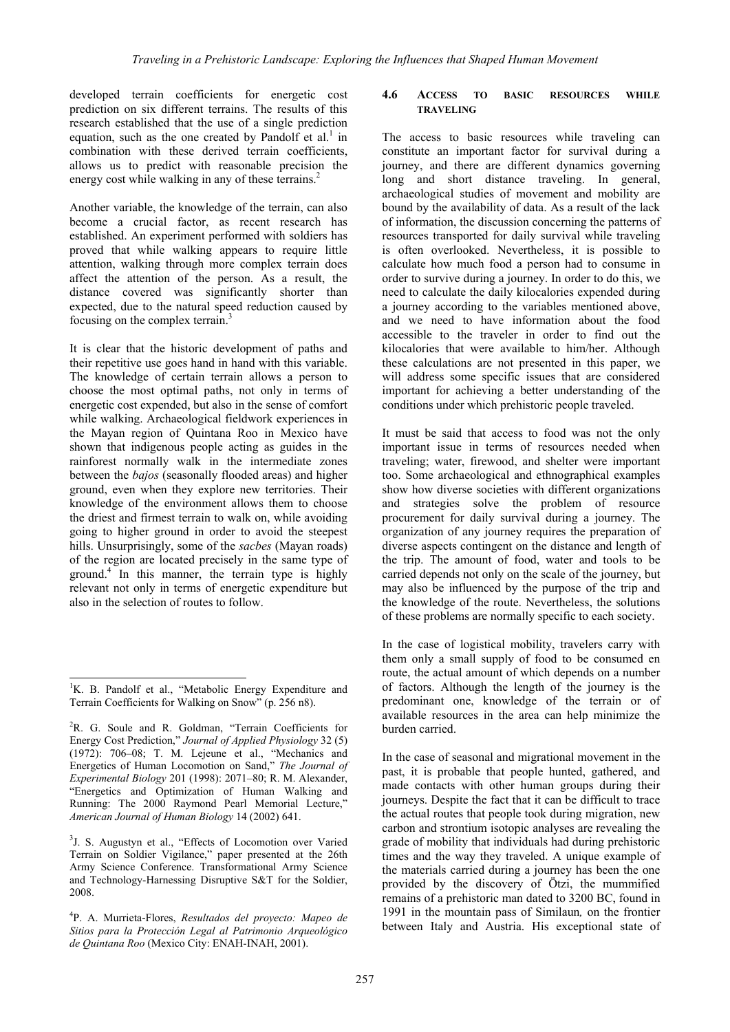developed terrain coefficients for energetic cost prediction on six different terrains. The results of this research established that the use of a single prediction equation, such as the one created by Pandolf et al.[1] in combination with these derived terrain coefficients, allows us to predict with reasonable precision the energy cost while walking in any of these terrains.[2]

Another variable, the knowledge of the terrain, can also become a crucial factor, as recent research has established. An experiment performed with soldiers has proved that while walking appears to require little attention, walking through more complex terrain does affect the attention of the person. As a result, the distance covered was significantly shorter than expected, due to the natural speed reduction caused by focusing on the complex terrain.[3]

It is clear that the historic development of paths and their repetitive use goes hand in hand with this variable. The knowledge of certain terrain allows a person to choose the most optimal paths, not only in terms of energetic cost expended, but also in the sense of comfort while walking. Archaeological fieldwork experiences in the Mayan region of Quintana Roo in Mexico have shown that indigenous people acting as guides in the rainforest normally walk in the intermediate zones between the *bajos* (seasonally flooded areas) and higher ground, even when they explore new territories. Their knowledge of the environment allows them to choose the driest and firmest terrain to walk on, while avoiding going to higher ground in order to avoid the steepest hills. Unsurprisingly, some of the *sacbes* (Mayan roads) of the region are located precisely in the same type of ground.[4] In this manner, the terrain type is highly relevant not only in terms of energetic expenditure but also in the selection of routes to follow.

### 4.6 Access to basic resources while traveling

The access to basic resources while traveling can constitute an important factor for survival during a journey, and there are different dynamics governing long and short distance traveling. In general, archaeological studies of movement and mobility are bound by the availability of data. As a result of the lack of information, the discussion concerning the patterns of resources transported for daily survival while traveling is often overlooked. Nevertheless, it is possible to calculate how much food a person had to consume in order to survive during a journey. In order to do this, we need to calculate the daily kilocalories expended during a journey according to the variables mentioned above, and we need to have information about the food accessible to the traveler in order to find out the kilocalories that were available to him/her. Although these calculations are not presented in this paper, we will address some specific issues that are considered important for achieving a better understanding of the conditions under which prehistoric people traveled.

It must be said that access to food was not the only important issue in terms of resources needed when traveling; water, firewood, and shelter were important too. Some archaeological and ethnographical examples show how diverse societies with different organizations and strategies solve the problem of resource procurement for daily survival during a journey. The organization of any journey requires the preparation of diverse aspects contingent on the distance and length of the trip. The amount of food, water and tools to be carried depends not only on the scale of the journey, but may also be influenced by the purpose of the trip and the knowledge of the route. Nevertheless, the solutions of these problems are normally specific to each society.

In the case of logistical mobility, travelers carry with them only a small supply of food to be consumed en route, the actual amount of which depends on a number of factors. Although the length of the journey is the predominant one, knowledge of the terrain or of available resources in the area can help minimize the burden carried.

In the case of seasonal and migrational movement in the past, it is probable that people hunted, gathered, and made contacts with other human groups during their journeys. Despite the fact that it can be difficult to trace the actual routes that people took during migration, new carbon and strontium isotopic analyses are revealing the grade of mobility that individuals had during prehistoric times and the way they traveled. A unique example of the materials carried during a journey has been the one provided by the discovery of Ötzi, the mummified remains of a prehistoric man dated to 3200 BC, found in 1991 in the mountain pass of Similaun, on the frontier between Italy and Austria. His exceptional state of

---

[1] K. B. Pandolf et al., "Metabolic Energy Expenditure and Terrain Coefficients for Walking on Snow" (p. 256 n8).

[2] R. G. Soule and R. Goldman, "Terrain Coefficients for Energy Cost Prediction," *Journal of Applied Physiology* 32 (5) (1972): 706–08; T. M. Lejeune et al., "Mechanics and Energetics of Human Locomotion on Sand," *The Journal of Experimental Biology* 201 (1998): 2071–80; R. M. Alexander, "Energetics and Optimization of Human Walking and Running: The 2000 Raymond Pearl Memorial Lecture," *American Journal of Human Biology* 14 (2002) 641.

[3] J. S. Augustyn et al., "Effects of Locomotion over Varied Terrain on Soldier Vigilance," paper presented at the 26th Army Science Conference. Transformational Army Science and Technology-Harnessing Disruptive S&T for the Soldier, 2008.

[4] P. A. Murrieta-Flores, *Resultados del proyecto: Mapeo de Sitios para la Protección Legal al Patrimonio Arqueológico de Quintana Roo* (Mexico City: ENAH-INAH, 2001).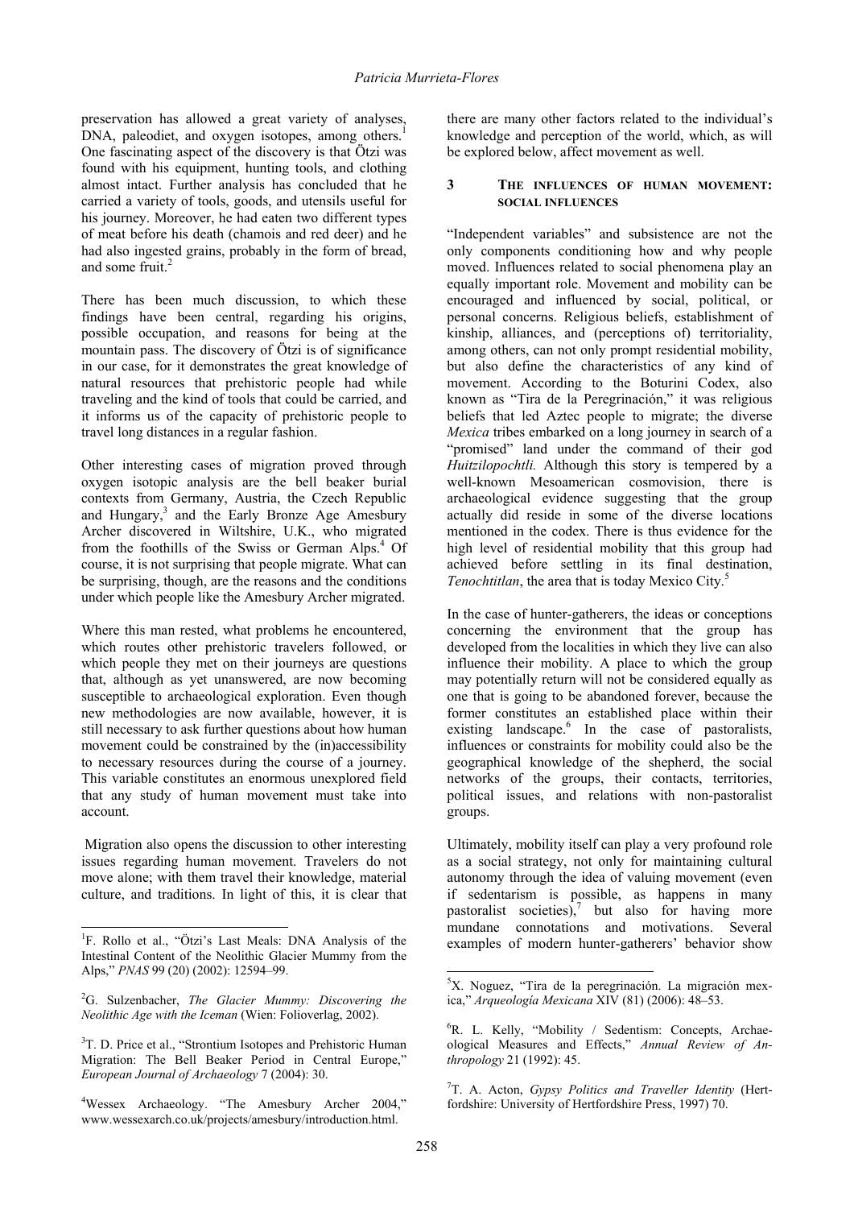preservation has allowed a great variety of analyses, DNA, paleodiet, and oxygen isotopes, among others.[1] One fascinating aspect of the discovery is that Ötzi was found with his equipment, hunting tools, and clothing almost intact. Further analysis has concluded that he carried a variety of tools, goods, and utensils useful for his journey. Moreover, he had eaten two different types of meat before his death (chamois and red deer) and he had also ingested grains, probably in the form of bread, and some fruit.[2]

There has been much discussion, to which these findings have been central, regarding his origins, possible occupation, and reasons for being at the mountain pass. The discovery of Ötzi is of significance in our case, for it demonstrates the great knowledge of natural resources that prehistoric people had while traveling and the kind of tools that could be carried, and it informs us of the capacity of prehistoric people to travel long distances in a regular fashion.

Other interesting cases of migration proved through oxygen isotopic analysis are the bell beaker burial contexts from Germany, Austria, the Czech Republic and Hungary,[3] and the Early Bronze Age Amesbury Archer discovered in Wiltshire, U.K., who migrated from the foothills of the Swiss or German Alps.[4] Of course, it is not surprising that people migrate. What can be surprising, though, are the reasons and the conditions under which people like the Amesbury Archer migrated.

Where this man rested, what problems he encountered, which routes other prehistoric travelers followed, or which people they met on their journeys are questions that, although as yet unanswered, are now becoming susceptible to archaeological exploration. Even though new methodologies are now available, however, it is still necessary to ask further questions about how human movement could be constrained by the (in)accessibility to necessary resources during the course of a journey. This variable constitutes an enormous unexplored field that any study of human movement must take into account.

Migration also opens the discussion to other interesting issues regarding human movement. Travelers do not move alone; with them travel their knowledge, material culture, and traditions. In light of this, it is clear that there are many other factors related to the individual's knowledge and perception of the world, which, as will be explored below, affect movement as well.

## 3 The influences of human movement: social influences

"Independent variables" and subsistence are not the only components conditioning how and why people moved. Influences related to social phenomena play an equally important role. Movement and mobility can be encouraged and influenced by social, political, or personal concerns. Religious beliefs, establishment of kinship, alliances, and (perceptions of) territoriality, among others, can not only prompt residential mobility, but also define the characteristics of any kind of movement. According to the Boturini Codex, also known as "Tira de la Peregrinación," it was religious beliefs that led Aztec people to migrate; the diverse *Mexica* tribes embarked on a long journey in search of a "promised" land under the command of their god *Huitzilopochtli.* Although this story is tempered by a well-known Mesoamerican cosmovision, there is archaeological evidence suggesting that the group actually did reside in some of the diverse locations mentioned in the codex. There is thus evidence for the high level of residential mobility that this group had achieved before settling in its final destination, *Tenochtitlan*, the area that is today Mexico City.[5]

In the case of hunter-gatherers, the ideas or conceptions concerning the environment that the group has developed from the localities in which they live can also influence their mobility. A place to which the group may potentially return will not be considered equally as one that is going to be abandoned forever, because the former constitutes an established place within their existing landscape.[6] In the case of pastoralists, influences or constraints for mobility could also be the geographical knowledge of the shepherd, the social networks of the groups, their contacts, territories, political issues, and relations with non-pastoralist groups.

Ultimately, mobility itself can play a very profound role as a social strategy, not only for maintaining cultural autonomy through the idea of valuing movement (even if sedentarism is possible, as happens in many pastoralist societies),[7] but also for having more mundane connotations and motivations. Several examples of modern hunter-gatherers' behavior show

---

[1] F. Rollo et al., "Ötzi's Last Meals: DNA Analysis of the Intestinal Content of the Neolithic Glacier Mummy from the Alps," *PNAS* 99 (20) (2002): 12594–99.

[2] G. Sulzenbacher, *The Glacier Mummy: Discovering the Neolithic Age with the Iceman* (Wien: Folioverlag, 2002).

[3] T. D. Price et al., "Strontium Isotopes and Prehistoric Human Migration: The Bell Beaker Period in Central Europe," *European Journal of Archaeology* 7 (2004): 30.

[4] Wessex Archaeology. "The Amesbury Archer 2004," www.wessexarch.co.uk/projects/amesbury/introduction.html.

[5] X. Noguez, "Tira de la peregrinación. La migración mexica," *Arqueología Mexicana* XIV (81) (2006): 48–53.

[6] R. L. Kelly, "Mobility / Sedentism: Concepts, Archaeological Measures and Effects," *Annual Review of Anthropology* 21 (1992): 45.

[7] T. A. Acton, *Gypsy Politics and Traveller Identity* (Hertfordshire: University of Hertfordshire Press, 1997) 70.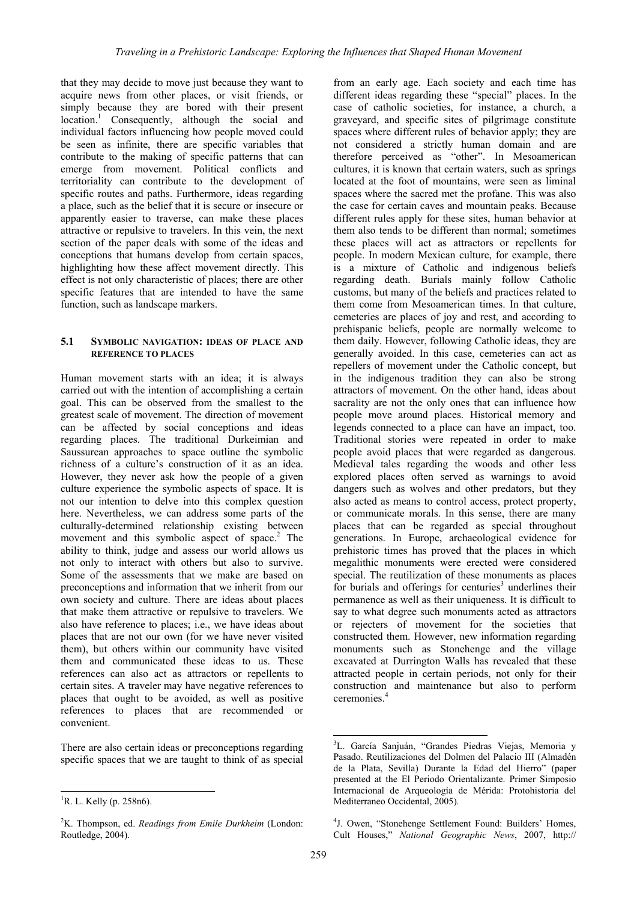that they may decide to move just because they want to acquire news from other places, or visit friends, or simply because they are bored with their present location.[1] Consequently, although the social and individual factors influencing how people moved could be seen as infinite, there are specific variables that contribute to the making of specific patterns that can emerge from movement. Political conflicts and territoriality can contribute to the development of specific routes and paths. Furthermore, ideas regarding a place, such as the belief that it is secure or insecure or apparently easier to traverse, can make these places attractive or repulsive to travelers. In this vein, the next section of the paper deals with some of the ideas and conceptions that humans develop from certain spaces, highlighting how these affect movement directly. This effect is not only characteristic of places; there are other specific features that are intended to have the same function, such as landscape markers.

### 5.1 Symbolic navigation: ideas of place and reference to places

Human movement starts with an idea; it is always carried out with the intention of accomplishing a certain goal. This can be observed from the smallest to the greatest scale of movement. The direction of movement can be affected by social conceptions and ideas regarding places. The traditional Durkeimian and Saussurean approaches to space outline the symbolic richness of a culture's construction of it as an idea. However, they never ask how the people of a given culture experience the symbolic aspects of space. It is not our intention to delve into this complex question here. Nevertheless, we can address some parts of the culturally-determined relationship existing between movement and this symbolic aspect of space.[2] The ability to think, judge and assess our world allows us not only to interact with others but also to survive. Some of the assessments that we make are based on preconceptions and information that we inherit from our own society and culture. There are ideas about places that make them attractive or repulsive to travelers. We also have reference to places; i.e., we have ideas about places that are not our own (for we have never visited them), but others within our community have visited them and communicated these ideas to us. These references can also act as attractors or repellents to certain sites. A traveler may have negative references to places that ought to be avoided, as well as positive references to places that are recommended or convenient.

There are also certain ideas or preconceptions regarding specific spaces that we are taught to think of as special from an early age. Each society and each time has different ideas regarding these "special" places. In the case of catholic societies, for instance, a church, a graveyard, and specific sites of pilgrimage constitute spaces where different rules of behavior apply; they are not considered a strictly human domain and are therefore perceived as "other". In Mesoamerican cultures, it is known that certain waters, such as springs located at the foot of mountains, were seen as liminal spaces where the sacred met the profane. This was also the case for certain caves and mountain peaks. Because different rules apply for these sites, human behavior at them also tends to be different than normal; sometimes these places will act as attractors or repellents for people. In modern Mexican culture, for example, there is a mixture of Catholic and indigenous beliefs regarding death. Burials mainly follow Catholic customs, but many of the beliefs and practices related to them come from Mesoamerican times. In that culture, cemeteries are places of joy and rest, and according to prehispanic beliefs, people are normally welcome to them daily. However, following Catholic ideas, they are generally avoided. In this case, cemeteries can act as repellers of movement under the Catholic concept, but in the indigenous tradition they can also be strong attractors of movement. On the other hand, ideas about sacrality are not the only ones that can influence how people move around places. Historical memory and legends connected to a place can have an impact, too. Traditional stories were repeated in order to make people avoid places that were regarded as dangerous. Medieval tales regarding the woods and other less explored places often served as warnings to avoid dangers such as wolves and other predators, but they also acted as means to control access, protect property, or communicate morals. In this sense, there are many places that can be regarded as special throughout generations. In Europe, archaeological evidence for prehistoric times has proved that the places in which megalithic monuments were erected were considered special. The reutilization of these monuments as places for burials and offerings for centuries[3] underlines their permanence as well as their uniqueness. It is difficult to say to what degree such monuments acted as attractors or rejecters of movement for the societies that constructed them. However, new information regarding monuments such as Stonehenge and the village excavated at Durrington Walls has revealed that these attracted people in certain periods, not only for their construction and maintenance but also to perform ceremonies.[4]

---

[1] R. L. Kelly (p. 258n6).

[2] K. Thompson, ed. *Readings from Emile Durkheim* (London: Routledge, 2004).

[3] L. García Sanjuán, "Grandes Piedras Viejas, Memoria y Pasado. Reutilizaciones del Dolmen del Palacio III (Almadén de la Plata, Sevilla) Durante la Edad del Hierro" (paper presented at the El Periodo Orientalizante. Primer Simposio Internacional de Arqueología de Mérida: Protohistoria del Mediterraneo Occidental, 2005).

[4] J. Owen, "Stonehenge Settlement Found: Builders' Homes, Cult Houses," *National Geographic News*, 2007, http://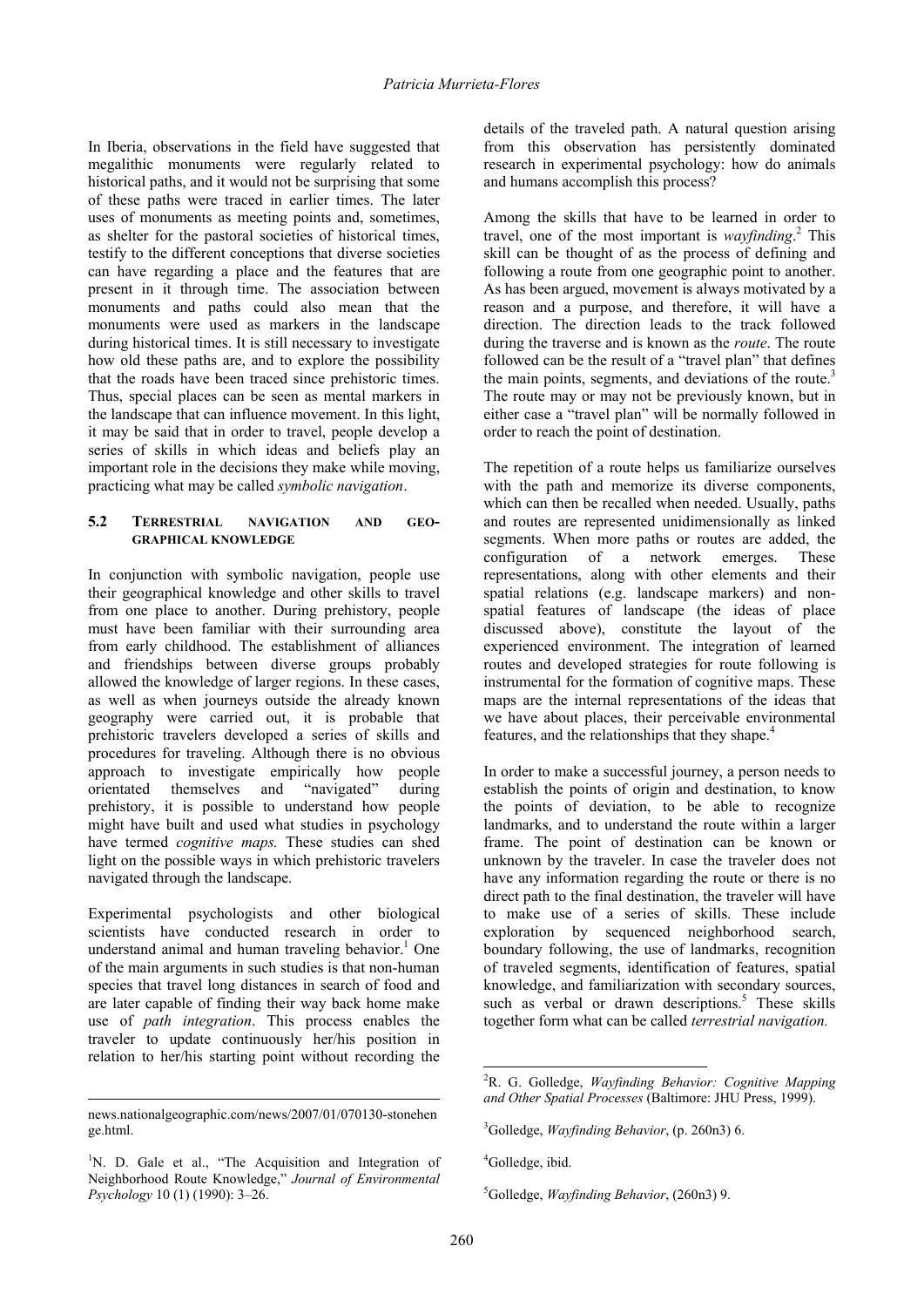In Iberia, observations in the field have suggested that megalithic monuments were regularly related to historical paths, and it would not be surprising that some of these paths were traced in earlier times. The later uses of monuments as meeting points and, sometimes, as shelter for the pastoral societies of historical times, testify to the different conceptions that diverse societies can have regarding a place and the features that are present in it through time. The association between monuments and paths could also mean that the monuments were used as markers in the landscape during historical times. It is still necessary to investigate how old these paths are, and to explore the possibility that the roads have been traced since prehistoric times. Thus, special places can be seen as mental markers in the landscape that can influence movement. In this light, it may be said that in order to travel, people develop a series of skills in which ideas and beliefs play an important role in the decisions they make while moving, practicing what may be called *symbolic navigation*.

### 5.2 Terrestrial navigation and geographical knowledge

In conjunction with symbolic navigation, people use their geographical knowledge and other skills to travel from one place to another. During prehistory, people must have been familiar with their surrounding area from early childhood. The establishment of alliances and friendships between diverse groups probably allowed the knowledge of larger regions. In these cases, as well as when journeys outside the already known geography were carried out, it is probable that prehistoric travelers developed a series of skills and procedures for traveling. Although there is no obvious approach to investigate empirically how people orientated themselves and "navigated" during prehistory, it is possible to understand how people might have built and used what studies in psychology have termed *cognitive maps.* These studies can shed light on the possible ways in which prehistoric travelers navigated through the landscape.

Experimental psychologists and other biological scientists have conducted research in order to understand animal and human traveling behavior.[1] One of the main arguments in such studies is that non-human species that travel long distances in search of food and are later capable of finding their way back home make use of *path integration*. This process enables the traveler to update continuously her/his position in relation to her/his starting point without recording the details of the traveled path. A natural question arising from this observation has persistently dominated research in experimental psychology: how do animals and humans accomplish this process?

Among the skills that have to be learned in order to travel, one of the most important is *wayfinding*.[2] This skill can be thought of as the process of defining and following a route from one geographic point to another. As has been argued, movement is always motivated by a reason and a purpose, and therefore, it will have a direction. The direction leads to the track followed during the traverse and is known as the *route*. The route followed can be the result of a "travel plan" that defines the main points, segments, and deviations of the route.[3] The route may or may not be previously known, but in either case a "travel plan" will be normally followed in order to reach the point of destination.

The repetition of a route helps us familiarize ourselves with the path and memorize its diverse components, which can then be recalled when needed. Usually, paths and routes are represented unidimensionally as linked segments. When more paths or routes are added, the configuration of a network emerges. These representations, along with other elements and their spatial relations (e.g. landscape markers) and non-spatial features of landscape (the ideas of place discussed above), constitute the layout of the experienced environment. The integration of learned routes and developed strategies for route following is instrumental for the formation of cognitive maps. These maps are the internal representations of the ideas that we have about places, their perceivable environmental features, and the relationships that they shape.[4]

In order to make a successful journey, a person needs to establish the points of origin and destination, to know the points of deviation, to be able to recognize landmarks, and to understand the route within a larger frame. The point of destination can be known or unknown by the traveler. In case the traveler does not have any information regarding the route or there is no direct path to the final destination, the traveler will have to make use of a series of skills. These include exploration by sequenced neighborhood search, boundary following, the use of landmarks, recognition of traveled segments, identification of features, spatial knowledge, and familiarization with secondary sources, such as verbal or drawn descriptions.[5] These skills together form what can be called *terrestrial navigation.*

---

news.nationalgeographic.com/news/2007/01/070130-stonehenge.html.

[1] N. D. Gale et al., "The Acquisition and Integration of Neighborhood Route Knowledge," *Journal of Environmental Psychology* 10 (1) (1990): 3–26.

[2] R. G. Golledge, *Wayfinding Behavior: Cognitive Mapping and Other Spatial Processes* (Baltimore: JHU Press, 1999).

[3] Golledge, *Wayfinding Behavior*, (p. 260n3) 6.

[4] Golledge, ibid.

[5] Golledge, *Wayfinding Behavior*, (260n3) 9.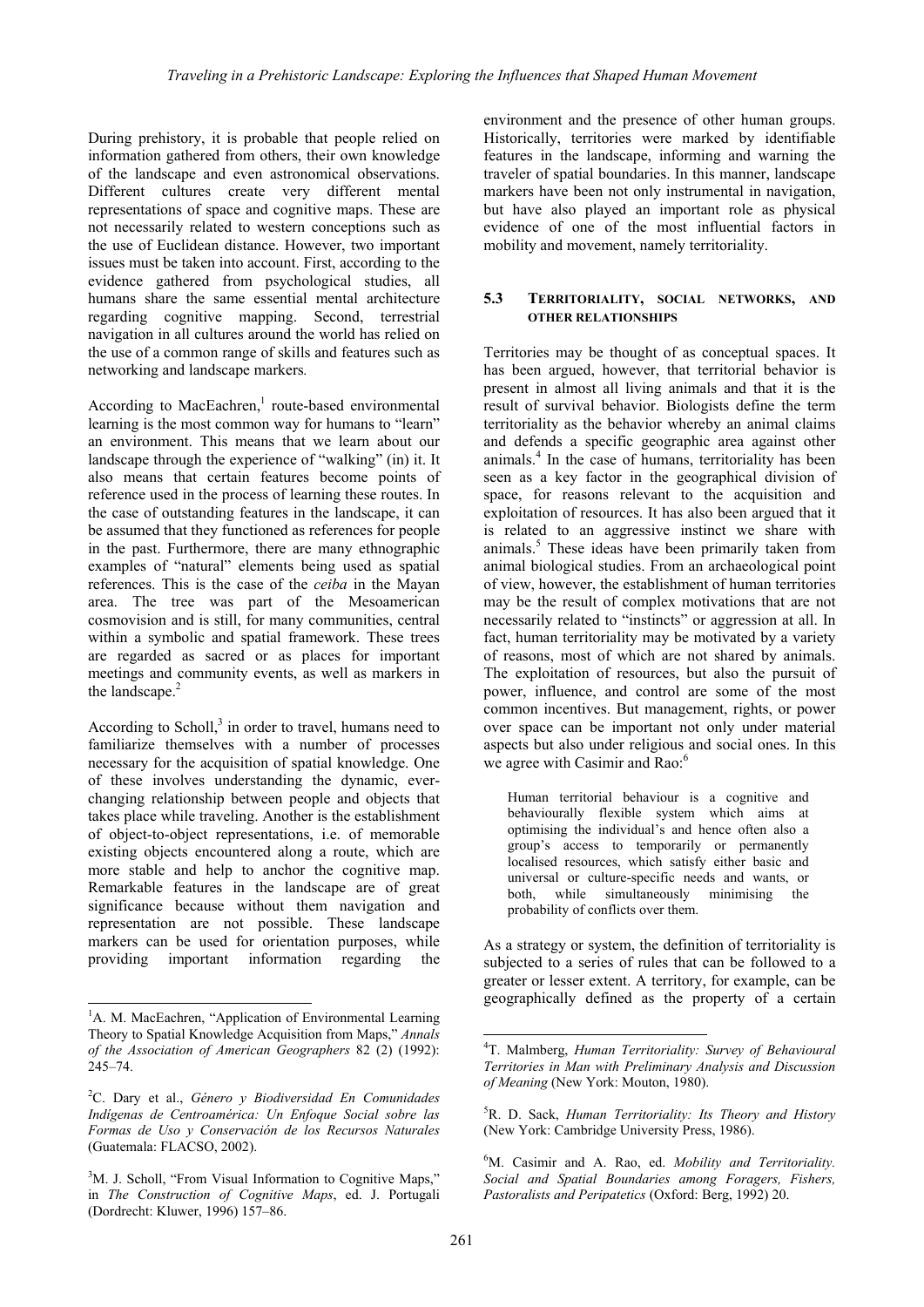During prehistory, it is probable that people relied on information gathered from others, their own knowledge of the landscape and even astronomical observations. Different cultures create very different mental representations of space and cognitive maps. These are not necessarily related to western conceptions such as the use of Euclidean distance. However, two important issues must be taken into account. First, according to the evidence gathered from psychological studies, all humans share the same essential mental architecture regarding cognitive mapping. Second, terrestrial navigation in all cultures around the world has relied on the use of a common range of skills and features such as networking and landscape markers.

According to MacEachren,[1] route-based environmental learning is the most common way for humans to "learn" an environment. This means that we learn about our landscape through the experience of "walking" (in) it. It also means that certain features become points of reference used in the process of learning these routes. In the case of outstanding features in the landscape, it can be assumed that they functioned as references for people in the past. Furthermore, there are many ethnographic examples of "natural" elements being used as spatial references. This is the case of the *ceiba* in the Mayan area. The tree was part of the Mesoamerican cosmovision and is still, for many communities, central within a symbolic and spatial framework. These trees are regarded as sacred or as places for important meetings and community events, as well as markers in the landscape.[2]

According to Scholl,[3] in order to travel, humans need to familiarize themselves with a number of processes necessary for the acquisition of spatial knowledge. One of these involves understanding the dynamic, ever-changing relationship between people and objects that takes place while traveling. Another is the establishment of object-to-object representations, i.e. of memorable existing objects encountered along a route, which are more stable and help to anchor the cognitive map. Remarkable features in the landscape are of great significance because without them navigation and representation are not possible. These landscape markers can be used for orientation purposes, while providing important information regarding the environment and the presence of other human groups. Historically, territories were marked by identifiable features in the landscape, informing and warning the traveler of spatial boundaries. In this manner, landscape markers have been not only instrumental in navigation, but have also played an important role as physical evidence of one of the most influential factors in mobility and movement, namely territoriality.

### 5.3 Territoriality, social networks, and other relationships

Territories may be thought of as conceptual spaces. It has been argued, however, that territorial behavior is present in almost all living animals and that it is the result of survival behavior. Biologists define the term territoriality as the behavior whereby an animal claims and defends a specific geographic area against other animals.[4] In the case of humans, territoriality has been seen as a key factor in the geographical division of space, for reasons relevant to the acquisition and exploitation of resources. It has also been argued that it is related to an aggressive instinct we share with animals.[5] These ideas have been primarily taken from animal biological studies. From an archaeological point of view, however, the establishment of human territories may be the result of complex motivations that are not necessarily related to "instincts" or aggression at all. In fact, human territoriality may be motivated by a variety of reasons, most of which are not shared by animals. The exploitation of resources, but also the pursuit of power, influence, and control are some of the most common incentives. But management, rights, or power over space can be important not only under material aspects but also under religious and social ones. In this we agree with Casimir and Rao:[6]

> Human territorial behaviour is a cognitive and behaviourally flexible system which aims at optimising the individual's and hence often also a group's access to temporarily or permanently localised resources, which satisfy either basic and universal or culture-specific needs and wants, or both, while simultaneously minimising the probability of conflicts over them.

As a strategy or system, the definition of territoriality is subjected to a series of rules that can be followed to a greater or lesser extent. A territory, for example, can be geographically defined as the property of a certain

---

[1] A. M. MacEachren, "Application of Environmental Learning Theory to Spatial Knowledge Acquisition from Maps," *Annals of the Association of American Geographers* 82 (2) (1992): 245–74.

[2] C. Dary et al., *Género y Biodiversidad En Comunidades Indígenas de Centroamérica: Un Enfoque Social sobre las Formas de Uso y Conservación de los Recursos Naturales* (Guatemala: FLACSO, 2002).

[3] M. J. Scholl, "From Visual Information to Cognitive Maps," in *The Construction of Cognitive Maps*, ed. J. Portugali (Dordrecht: Kluwer, 1996) 157–86.

[4] T. Malmberg, *Human Territoriality: Survey of Behavioural Territories in Man with Preliminary Analysis and Discussion of Meaning* (New York: Mouton, 1980).

[5] R. D. Sack, *Human Territoriality: Its Theory and History* (New York: Cambridge University Press, 1986).

[6] M. Casimir and A. Rao, ed. *Mobility and Territoriality. Social and Spatial Boundaries among Foragers, Fishers, Pastoralists and Peripatetics* (Oxford: Berg, 1992) 20.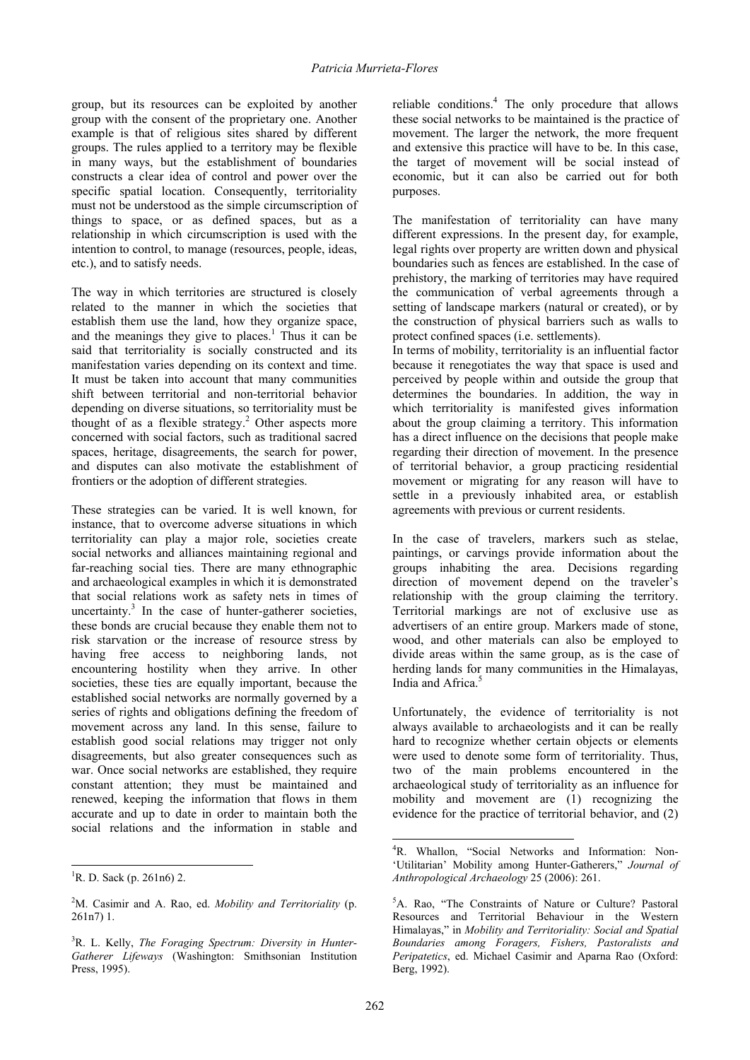group, but its resources can be exploited by another group with the consent of the proprietary one. Another example is that of religious sites shared by different groups. The rules applied to a territory may be flexible in many ways, but the establishment of boundaries constructs a clear idea of control and power over the specific spatial location. Consequently, territoriality must not be understood as the simple circumscription of things to space, or as defined spaces, but as a relationship in which circumscription is used with the intention to control, to manage (resources, people, ideas, etc.), and to satisfy needs.

The way in which territories are structured is closely related to the manner in which the societies that establish them use the land, how they organize space, and the meanings they give to places.[1] Thus it can be said that territoriality is socially constructed and its manifestation varies depending on its context and time. It must be taken into account that many communities shift between territorial and non-territorial behavior depending on diverse situations, so territoriality must be thought of as a flexible strategy.[2] Other aspects more concerned with social factors, such as traditional sacred spaces, heritage, disagreements, the search for power, and disputes can also motivate the establishment of frontiers or the adoption of different strategies.

These strategies can be varied. It is well known, for instance, that to overcome adverse situations in which territoriality can play a major role, societies create social networks and alliances maintaining regional and far-reaching social ties. There are many ethnographic and archaeological examples in which it is demonstrated that social relations work as safety nets in times of uncertainty.[3] In the case of hunter-gatherer societies, these bonds are crucial because they enable them not to risk starvation or the increase of resource stress by having free access to neighboring lands, not encountering hostility when they arrive. In other societies, these ties are equally important, because the established social networks are normally governed by a series of rights and obligations defining the freedom of movement across any land. In this sense, failure to establish good social relations may trigger not only disagreements, but also greater consequences such as war. Once social networks are established, they require constant attention; they must be maintained and renewed, keeping the information that flows in them accurate and up to date in order to maintain both the social relations and the information in stable and reliable conditions.[4] The only procedure that allows these social networks to be maintained is the practice of movement. The larger the network, the more frequent and extensive this practice will have to be. In this case, the target of movement will be social instead of economic, but it can also be carried out for both purposes.

The manifestation of territoriality can have many different expressions. In the present day, for example, legal rights over property are written down and physical boundaries such as fences are established. In the case of prehistory, the marking of territories may have required the communication of verbal agreements through a setting of landscape markers (natural or created), or by the construction of physical barriers such as walls to protect confined spaces (i.e. settlements).

In terms of mobility, territoriality is an influential factor because it renegotiates the way that space is used and perceived by people within and outside the group that determines the boundaries. In addition, the way in which territoriality is manifested gives information about the group claiming a territory. This information has a direct influence on the decisions that people make regarding their direction of movement. In the presence of territorial behavior, a group practicing residential movement or migrating for any reason will have to settle in a previously inhabited area, or establish agreements with previous or current residents.

In the case of travelers, markers such as stelae, paintings, or carvings provide information about the groups inhabiting the area. Decisions regarding direction of movement depend on the traveler's relationship with the group claiming the territory. Territorial markings are not of exclusive use as advertisers of an entire group. Markers made of stone, wood, and other materials can also be employed to divide areas within the same group, as is the case of herding lands for many communities in the Himalayas, India and Africa.[5]

Unfortunately, the evidence of territoriality is not always available to archaeologists and it can be really hard to recognize whether certain objects or elements were used to denote some form of territoriality. Thus, two of the main problems encountered in the archaeological study of territoriality as an influence for mobility and movement are (1) recognizing the evidence for the practice of territorial behavior, and (2)

---

[1] R. D. Sack (p. 261n6) 2.

[2] M. Casimir and A. Rao, ed. *Mobility and Territoriality* (p. 261n7) 1.

[3] R. L. Kelly, *The Foraging Spectrum: Diversity in Hunter-Gatherer Lifeways* (Washington: Smithsonian Institution Press, 1995).

[4] R. Whallon, "Social Networks and Information: Non-'Utilitarian' Mobility among Hunter-Gatherers," *Journal of Anthropological Archaeology* 25 (2006): 261.

[5] A. Rao, "The Constraints of Nature or Culture? Pastoral Resources and Territorial Behaviour in the Western Himalayas," in *Mobility and Territoriality: Social and Spatial Boundaries among Foragers, Fishers, Pastoralists and Peripatetics*, ed. Michael Casimir and Aparna Rao (Oxford: Berg, 1992).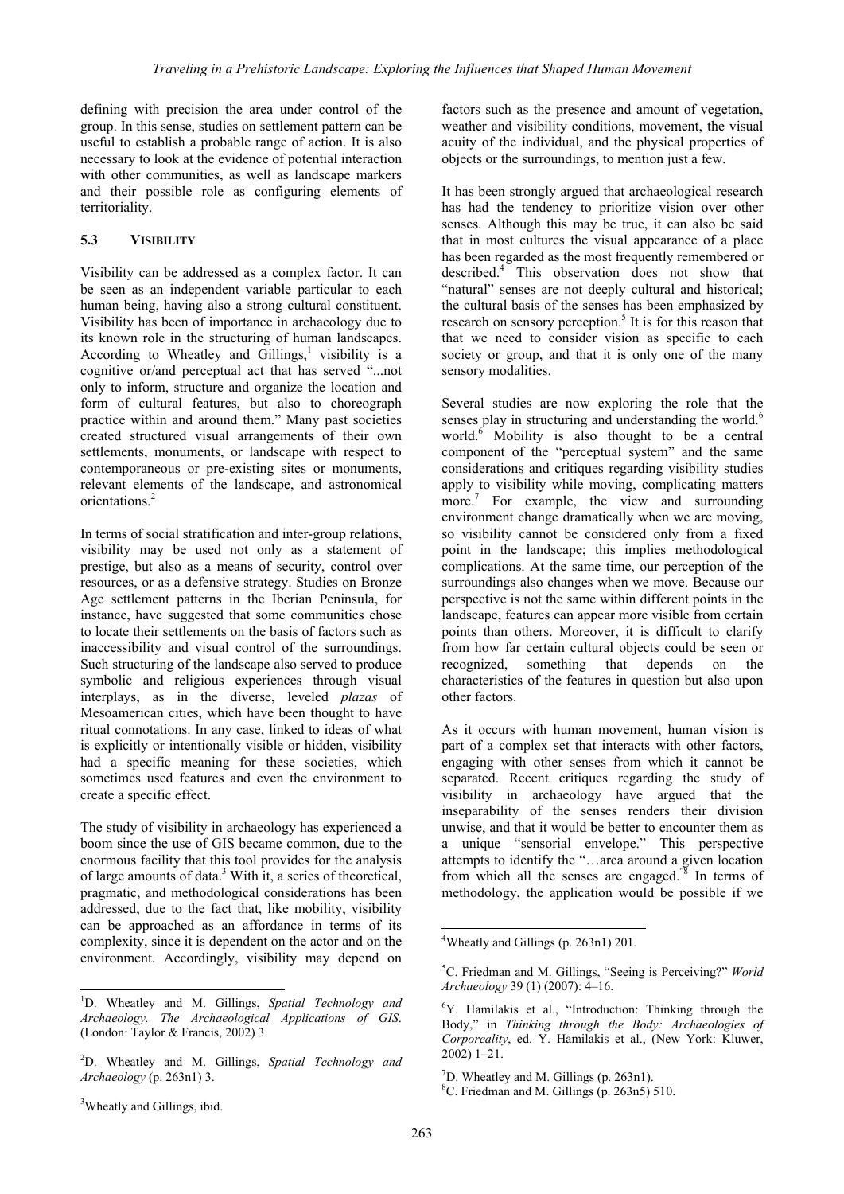defining with precision the area under control of the group. In this sense, studies on settlement pattern can be useful to establish a probable range of action. It is also necessary to look at the evidence of potential interaction with other communities, as well as landscape markers and their possible role as configuring elements of territoriality.

### 5.3 Visibility

Visibility can be addressed as a complex factor. It can be seen as an independent variable particular to each human being, having also a strong cultural constituent. Visibility has been of importance in archaeology due to its known role in the structuring of human landscapes. According to Wheatley and Gillings,[1] visibility is a cognitive or/and perceptual act that has served "...not only to inform, structure and organize the location and form of cultural features, but also to choreograph practice within and around them." Many past societies created structured visual arrangements of their own settlements, monuments, or landscape with respect to contemporaneous or pre-existing sites or monuments, relevant elements of the landscape, and astronomical orientations.[2]

In terms of social stratification and inter-group relations, visibility may be used not only as a statement of prestige, but also as a means of security, control over resources, or as a defensive strategy. Studies on Bronze Age settlement patterns in the Iberian Peninsula, for instance, have suggested that some communities chose to locate their settlements on the basis of factors such as inaccessibility and visual control of the surroundings. Such structuring of the landscape also served to produce symbolic and religious experiences through visual interplays, as in the diverse, leveled *plazas* of Mesoamerican cities, which have been thought to have ritual connotations. In any case, linked to ideas of what is explicitly or intentionally visible or hidden, visibility had a specific meaning for these societies, which sometimes used features and even the environment to create a specific effect.

The study of visibility in archaeology has experienced a boom since the use of GIS became common, due to the enormous facility that this tool provides for the analysis of large amounts of data.[3] With it, a series of theoretical, pragmatic, and methodological considerations has been addressed, due to the fact that, like mobility, visibility can be approached as an affordance in terms of its complexity, since it is dependent on the actor and on the environment. Accordingly, visibility may depend on factors such as the presence and amount of vegetation, weather and visibility conditions, movement, the visual acuity of the individual, and the physical properties of objects or the surroundings, to mention just a few.

It has been strongly argued that archaeological research has had the tendency to prioritize vision over other senses. Although this may be true, it can also be said that in most cultures the visual appearance of a place has been regarded as the most frequently remembered or described.[4] This observation does not show that "natural" senses are not deeply cultural and historical; the cultural basis of the senses has been emphasized by research on sensory perception.[5] It is for this reason that that we need to consider vision as specific to each society or group, and that it is only one of the many sensory modalities.

Several studies are now exploring the role that the senses play in structuring and understanding the world.[6] world.[6] Mobility is also thought to be a central component of the "perceptual system" and the same considerations and critiques regarding visibility studies apply to visibility while moving, complicating matters more.[7] For example, the view and surrounding environment change dramatically when we are moving, so visibility cannot be considered only from a fixed point in the landscape; this implies methodological complications. At the same time, our perception of the surroundings also changes when we move. Because our perspective is not the same within different points in the landscape, features can appear more visible from certain points than others. Moreover, it is difficult to clarify from how far certain cultural objects could be seen or recognized, something that depends on the characteristics of the features in question but also upon other factors.

As it occurs with human movement, human vision is part of a complex set that interacts with other factors, engaging with other senses from which it cannot be separated. Recent critiques regarding the study of visibility in archaeology have argued that the inseparability of the senses renders their division unwise, and that it would be better to encounter them as a unique "sensorial envelope." This perspective attempts to identify the "…area around a given location from which all the senses are engaged."[8] In terms of methodology, the application would be possible if we

---

[1] D. Wheatley and M. Gillings, *Spatial Technology and Archaeology. The Archaeological Applications of GIS*. (London: Taylor & Francis, 2002) 3.

[2] D. Wheatley and M. Gillings, *Spatial Technology and Archaeology* (p. 263n1) 3.

[3] Wheatly and Gillings, ibid.

[4] Wheatly and Gillings (p. 263n1) 201.

[5] C. Friedman and M. Gillings, "Seeing is Perceiving?" *World Archaeology* 39 (1) (2007): 4–16.

[6] Y. Hamilakis et al., "Introduction: Thinking through the Body," in *Thinking through the Body: Archaeologies of Corporeality*, ed. Y. Hamilakis et al., (New York: Kluwer, 2002) 1–21.

[7] D. Wheatley and M. Gillings (p. 263n1).

[8] C. Friedman and M. Gillings (p. 263n5) 510.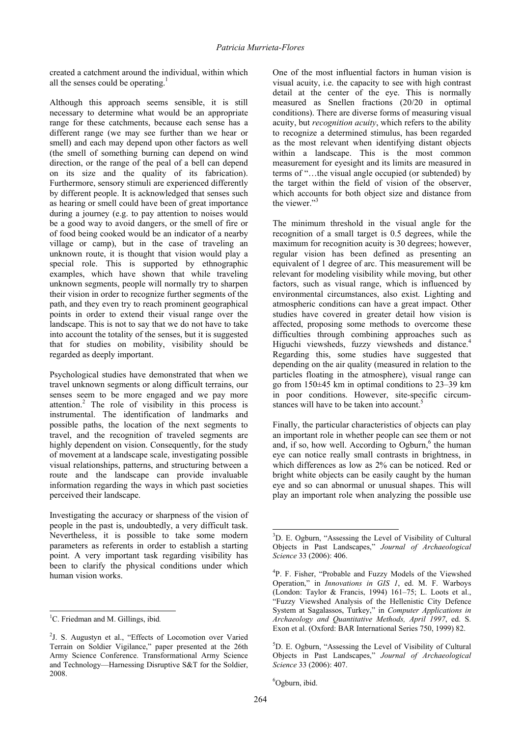created a catchment around the individual, within which all the senses could be operating.[1]

Although this approach seems sensible, it is still necessary to determine what would be an appropriate range for these catchments, because each sense has a different range (we may see further than we hear or smell) and each may depend upon other factors as well (the smell of something burning can depend on wind direction, or the range of the peal of a bell can depend on its size and the quality of its fabrication). Furthermore, sensory stimuli are experienced differently by different people. It is acknowledged that senses such as hearing or smell could have been of great importance during a journey (e.g. to pay attention to noises would be a good way to avoid dangers, or the smell of fire or of food being cooked would be an indicator of a nearby village or camp), but in the case of traveling an unknown route, it is thought that vision would play a special role. This is supported by ethnographic examples, which have shown that while traveling unknown segments, people will normally try to sharpen their vision in order to recognize further segments of the path, and they even try to reach prominent geographical points in order to extend their visual range over the landscape. This is not to say that we do not have to take into account the totality of the senses, but it is suggested that for studies on mobility, visibility should be regarded as deeply important.

Psychological studies have demonstrated that when we travel unknown segments or along difficult terrains, our senses seem to be more engaged and we pay more attention.[2] The role of visibility in this process is instrumental. The identification of landmarks and possible paths, the location of the next segments to travel, and the recognition of traveled segments are highly dependent on vision. Consequently, for the study of movement at a landscape scale, investigating possible visual relationships, patterns, and structuring between a route and the landscape can provide invaluable information regarding the ways in which past societies perceived their landscape.

Investigating the accuracy or sharpness of the vision of people in the past is, undoubtedly, a very difficult task. Nevertheless, it is possible to take some modern parameters as referents in order to establish a starting point. A very important task regarding visibility has been to clarify the physical conditions under which human vision works.

One of the most influential factors in human vision is visual acuity, i.e. the capacity to see with high contrast detail at the center of the eye. This is normally measured as Snellen fractions (20/20 in optimal conditions). There are diverse forms of measuring visual acuity, but *recognition acuity*, which refers to the ability to recognize a determined stimulus, has been regarded as the most relevant when identifying distant objects within a landscape. This is the most common measurement for eyesight and its limits are measured in terms of "…the visual angle occupied (or subtended) by the target within the field of vision of the observer, which accounts for both object size and distance from the viewer."[3]

The minimum threshold in the visual angle for the recognition of a small target is 0.5 degrees, while the maximum for recognition acuity is 30 degrees; however, regular vision has been defined as presenting an equivalent of 1 degree of arc. This measurement will be relevant for modeling visibility while moving, but other factors, such as visual range, which is influenced by environmental circumstances, also exist. Lighting and atmospheric conditions can have a great impact. Other studies have covered in greater detail how vision is affected, proposing some methods to overcome these difficulties through combining approaches such as Higuchi viewsheds, fuzzy viewsheds and distance.[4] Regarding this, some studies have suggested that depending on the air quality (measured in relation to the particles floating in the atmosphere), visual range can go from 150±45 km in optimal conditions to 23–39 km in poor conditions. However, site-specific circumstances will have to be taken into account.[5]

Finally, the particular characteristics of objects can play an important role in whether people can see them or not and, if so, how well. According to Ogburn,[6] the human eye can notice really small contrasts in brightness, in which differences as low as 2% can be noticed. Red or bright white objects can be easily caught by the human eye and so can abnormal or unusual shapes. This will play an important role when analyzing the possible use

---

[1] C. Friedman and M. Gillings, ibid*.*

[2] J. S. Augustyn et al., "Effects of Locomotion over Varied Terrain on Soldier Vigilance," paper presented at the 26th Army Science Conference. Transformational Army Science and Technology—Harnessing Disruptive S&T for the Soldier, 2008.

[3] D. E. Ogburn, "Assessing the Level of Visibility of Cultural Objects in Past Landscapes," *Journal of Archaeological Science* 33 (2006): 406.

[4] P. F. Fisher, "Probable and Fuzzy Models of the Viewshed Operation," in *Innovations in GIS 1*, ed. M. F. Warboys (London: Taylor & Francis, 1994) 161–75; L. Loots et al., "Fuzzy Viewshed Analysis of the Hellenistic City Defence System at Sagalassos, Turkey," in *Computer Applications in Archaeology and Quantitative Methods, April 1997*, ed. S. Exon et al. (Oxford: BAR International Series 750, 1999) 82.

[5] D. E. Ogburn, "Assessing the Level of Visibility of Cultural Objects in Past Landscapes," *Journal of Archaeological Science* 33 (2006): 407.

[6] Ogburn, ibid.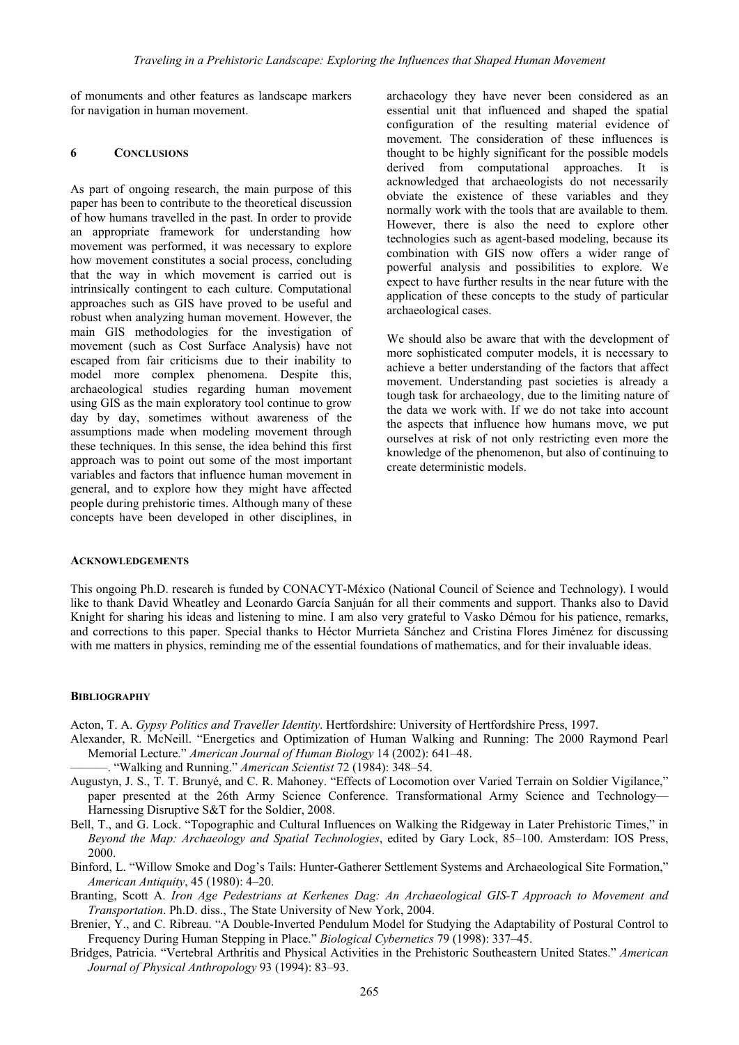of monuments and other features as landscape markers for navigation in human movement.

## 6 CONCLUSIONS

As part of ongoing research, the main purpose of this paper has been to contribute to the theoretical discussion of how humans travelled in the past. In order to provide an appropriate framework for understanding how movement was performed, it was necessary to explore how movement constitutes a social process, concluding that the way in which movement is carried out is intrinsically contingent to each culture. Computational approaches such as GIS have proved to be useful and robust when analyzing human movement. However, the main GIS methodologies for the investigation of movement (such as Cost Surface Analysis) have not escaped from fair criticisms due to their inability to model more complex phenomena. Despite this, archaeological studies regarding human movement using GIS as the main exploratory tool continue to grow day by day, sometimes without awareness of the assumptions made when modeling movement through these techniques. In this sense, the idea behind this first approach was to point out some of the most important variables and factors that influence human movement in general, and to explore how they might have affected people during prehistoric times. Although many of these concepts have been developed in other disciplines, in archaeology they have never been considered as an essential unit that influenced and shaped the spatial configuration of the resulting material evidence of movement. The consideration of these influences is thought to be highly significant for the possible models derived from computational approaches. It is acknowledged that archaeologists do not necessarily obviate the existence of these variables and they normally work with the tools that are available to them. However, there is also the need to explore other technologies such as agent-based modeling, because its combination with GIS now offers a wider range of powerful analysis and possibilities to explore. We expect to have further results in the near future with the application of these concepts to the study of particular archaeological cases.

We should also be aware that with the development of more sophisticated computer models, it is necessary to achieve a better understanding of the factors that affect movement. Understanding past societies is already a tough task for archaeology, due to the limiting nature of the data we work with. If we do not take into account the aspects that influence how humans move, we put ourselves at risk of not only restricting even more the knowledge of the phenomenon, but also of continuing to create deterministic models.

## ACKNOWLEDGEMENTS

This ongoing Ph.D. research is funded by CONACYT-México (National Council of Science and Technology). I would like to thank David Wheatley and Leonardo García Sanjuán for all their comments and support. Thanks also to David Knight for sharing his ideas and listening to mine. I am also very grateful to Vasko Démou for his patience, remarks, and corrections to this paper. Special thanks to Héctor Murrieta Sánchez and Cristina Flores Jiménez for discussing with me matters in physics, reminding me of the essential foundations of mathematics, and for their invaluable ideas.

## BIBLIOGRAPHY

Acton, T. A. *Gypsy Politics and Traveller Identity*. Hertfordshire: University of Hertfordshire Press, 1997.

Alexander, R. McNeill. "Energetics and Optimization of Human Walking and Running: The 2000 Raymond Pearl Memorial Lecture." *American Journal of Human Biology* 14 (2002): 641–48.

———. "Walking and Running." *American Scientist* 72 (1984): 348–54.

Augustyn, J. S., T. T. Brunyé, and C. R. Mahoney. "Effects of Locomotion over Varied Terrain on Soldier Vigilance," paper presented at the 26th Army Science Conference. Transformational Army Science and Technology—Harnessing Disruptive S&T for the Soldier, 2008.

Bell, T., and G. Lock. "Topographic and Cultural Influences on Walking the Ridgeway in Later Prehistoric Times," in *Beyond the Map: Archaeology and Spatial Technologies*, edited by Gary Lock, 85–100. Amsterdam: IOS Press, 2000.

Binford, L. "Willow Smoke and Dog's Tails: Hunter-Gatherer Settlement Systems and Archaeological Site Formation," *American Antiquity*, 45 (1980): 4–20.

Branting, Scott A. *Iron Age Pedestrians at Kerkenes Dag: An Archaeological GIS-T Approach to Movement and Transportation*. Ph.D. diss., The State University of New York, 2004.

Brenier, Y., and C. Ribreau. "A Double-Inverted Pendulum Model for Studying the Adaptability of Postural Control to Frequency During Human Stepping in Place." *Biological Cybernetics* 79 (1998): 337–45.

Bridges, Patricia. "Vertebral Arthritis and Physical Activities in the Prehistoric Southeastern United States." *American Journal of Physical Anthropology* 93 (1994): 83–93.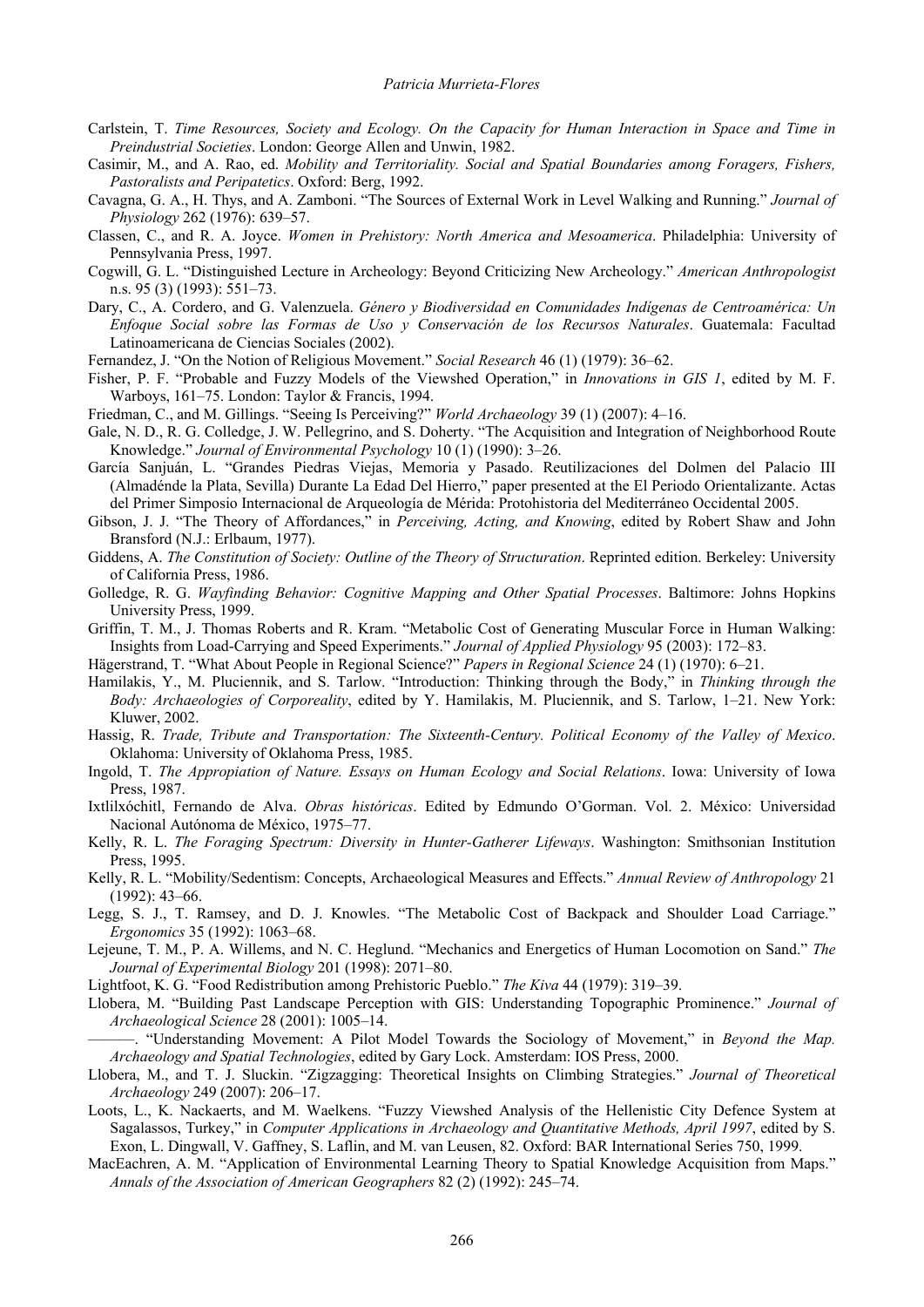Carlstein, T. *Time Resources, Society and Ecology. On the Capacity for Human Interaction in Space and Time in Preindustrial Societies*. London: George Allen and Unwin, 1982.

Casimir, M., and A. Rao, ed. *Mobility and Territoriality. Social and Spatial Boundaries among Foragers, Fishers, Pastoralists and Peripatetics*. Oxford: Berg, 1992.

Cavagna, G. A., H. Thys, and A. Zamboni. "The Sources of External Work in Level Walking and Running." *Journal of Physiology* 262 (1976): 639–57.

Classen, C., and R. A. Joyce. *Women in Prehistory: North America and Mesoamerica*. Philadelphia: University of Pennsylvania Press, 1997.

Cogwill, G. L. "Distinguished Lecture in Archeology: Beyond Criticizing New Archeology." *American Anthropologist* n.s. 95 (3) (1993): 551–73.

Dary, C., A. Cordero, and G. Valenzuela. *Género y Biodiversidad en Comunidades Indígenas de Centroamérica: Un Enfoque Social sobre las Formas de Uso y Conservación de los Recursos Naturales*. Guatemala: Facultad Latinoamericana de Ciencias Sociales (2002).

Fernandez, J. "On the Notion of Religious Movement." *Social Research* 46 (1) (1979): 36–62.

Fisher, P. F. "Probable and Fuzzy Models of the Viewshed Operation," in *Innovations in GIS 1*, edited by M. F. Warboys, 161–75. London: Taylor & Francis, 1994.

Friedman, C., and M. Gillings. "Seeing Is Perceiving?" *World Archaeology* 39 (1) (2007): 4–16.

Gale, N. D., R. G. Colledge, J. W. Pellegrino, and S. Doherty. "The Acquisition and Integration of Neighborhood Route Knowledge." *Journal of Environmental Psychology* 10 (1) (1990): 3–26.

García Sanjuán, L. "Grandes Piedras Viejas, Memoria y Pasado. Reutilizaciones del Dolmen del Palacio III (Almadénde la Plata, Sevilla) Durante La Edad Del Hierro," paper presented at the El Periodo Orientalizante. Actas del Primer Simposio Internacional de Arqueología de Mérida: Protohistoria del Mediterráneo Occidental 2005.

Gibson, J. J. "The Theory of Affordances," in *Perceiving, Acting, and Knowing*, edited by Robert Shaw and John Bransford (N.J.: Erlbaum, 1977).

Giddens, A. *The Constitution of Society: Outline of the Theory of Structuration*. Reprinted edition. Berkeley: University of California Press, 1986.

Golledge, R. G. *Wayfinding Behavior: Cognitive Mapping and Other Spatial Processes*. Baltimore: Johns Hopkins University Press, 1999.

Griffin, T. M., J. Thomas Roberts and R. Kram. "Metabolic Cost of Generating Muscular Force in Human Walking: Insights from Load-Carrying and Speed Experiments." *Journal of Applied Physiology* 95 (2003): 172–83.

Hägerstrand, T. "What About People in Regional Science?" *Papers in Regional Science* 24 (1) (1970): 6–21.

Hamilakis, Y., M. Pluciennik, and S. Tarlow. "Introduction: Thinking through the Body," in *Thinking through the Body: Archaeologies of Corporeality*, edited by Y. Hamilakis, M. Pluciennik, and S. Tarlow, 1–21. New York: Kluwer, 2002.

Hassig, R. *Trade, Tribute and Transportation: The Sixteenth-Century. Political Economy of the Valley of Mexico*. Oklahoma: University of Oklahoma Press, 1985.

Ingold, T. *The Appropiation of Nature. Essays on Human Ecology and Social Relations*. Iowa: University of Iowa Press, 1987.

Ixtlilxóchitl, Fernando de Alva. *Obras históricas*. Edited by Edmundo O'Gorman. Vol. 2. México: Universidad Nacional Autónoma de México, 1975–77.

Kelly, R. L. *The Foraging Spectrum: Diversity in Hunter-Gatherer Lifeways*. Washington: Smithsonian Institution Press, 1995.

Kelly, R. L. "Mobility/Sedentism: Concepts, Archaeological Measures and Effects." *Annual Review of Anthropology* 21 (1992): 43–66.

Legg, S. J., T. Ramsey, and D. J. Knowles. "The Metabolic Cost of Backpack and Shoulder Load Carriage." *Ergonomics* 35 (1992): 1063–68.

Lejeune, T. M., P. A. Willems, and N. C. Heglund. "Mechanics and Energetics of Human Locomotion on Sand." *The Journal of Experimental Biology* 201 (1998): 2071–80.

Lightfoot, K. G. "Food Redistribution among Prehistoric Pueblo." *The Kiva* 44 (1979): 319–39.

Llobera, M. "Building Past Landscape Perception with GIS: Understanding Topographic Prominence." *Journal of Archaeological Science* 28 (2001): 1005–14.

———. "Understanding Movement: A Pilot Model Towards the Sociology of Movement," in *Beyond the Map. Archaeology and Spatial Technologies*, edited by Gary Lock. Amsterdam: IOS Press, 2000.

Llobera, M., and T. J. Sluckin. "Zigzagging: Theoretical Insights on Climbing Strategies." *Journal of Theoretical Archaeology* 249 (2007): 206–17.

Loots, L., K. Nackaerts, and M. Waelkens. "Fuzzy Viewshed Analysis of the Hellenistic City Defence System at Sagalassos, Turkey," in *Computer Applications in Archaeology and Quantitative Methods, April 1997*, edited by S. Exon, L. Dingwall, V. Gaffney, S. Laflin, and M. van Leusen, 82. Oxford: BAR International Series 750, 1999.

MacEachren, A. M. "Application of Environmental Learning Theory to Spatial Knowledge Acquisition from Maps." *Annals of the Association of American Geographers* 82 (2) (1992): 245–74.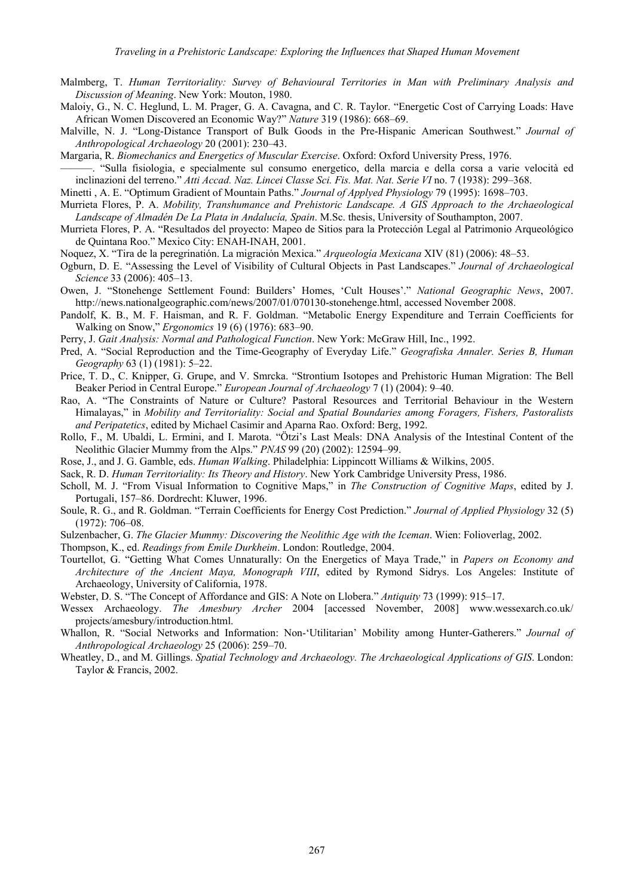Malmberg, T. *Human Territoriality: Survey of Behavioural Territories in Man with Preliminary Analysis and Discussion of Meaning*. New York: Mouton, 1980.

Maloiy, G., N. C. Heglund, L. M. Prager, G. A. Cavagna, and C. R. Taylor. "Energetic Cost of Carrying Loads: Have African Women Discovered an Economic Way?" *Nature* 319 (1986): 668–69.

Malville, N. J. "Long-Distance Transport of Bulk Goods in the Pre-Hispanic American Southwest." *Journal of Anthropological Archaeology* 20 (2001): 230–43.

Margaria, R. *Biomechanics and Energetics of Muscular Exercise*. Oxford: Oxford University Press, 1976.

———. "Sulla fisiologia, e specialmente sul consumo energetico, della marcia e della corsa a varie velocità ed inclinazioni del terreno." *Atti Accad. Naz. Lincei Classe Sci. Fis. Mat. Nat. Serie VI* no. 7 (1938): 299–368.

Minetti , A. E. "Optimum Gradient of Mountain Paths." *Journal of Applyed Physiology* 79 (1995): 1698–703.

Murrieta Flores, P. A. *Mobility, Transhumance and Prehistoric Landscape. A GIS Approach to the Archaeological Landscape of Almadén De La Plata in Andalucía, Spain*. M.Sc. thesis, University of Southampton, 2007.

Murrieta Flores, P. A. "Resultados del proyecto: Mapeo de Sitios para la Protección Legal al Patrimonio Arqueológico de Quintana Roo." Mexico City: ENAH-INAH, 2001.

Noquez, X. "Tira de la peregrinatión. La migración Mexica." *Arqueología Mexicana* XIV (81) (2006): 48–53.

Ogburn, D. E. "Assessing the Level of Visibility of Cultural Objects in Past Landscapes." *Journal of Archaeological Science* 33 (2006): 405–13.

Owen, J. "Stonehenge Settlement Found: Builders' Homes, 'Cult Houses'." *National Geographic News*, 2007. http://news.nationalgeographic.com/news/2007/01/070130-stonehenge.html, accessed November 2008.

Pandolf, K. B., M. F. Haisman, and R. F. Goldman. "Metabolic Energy Expenditure and Terrain Coefficients for Walking on Snow," *Ergonomics* 19 (6) (1976): 683–90.

Perry, J. *Gait Analysis: Normal and Pathological Function*. New York: McGraw Hill, Inc., 1992.

Pred, A. "Social Reproduction and the Time-Geography of Everyday Life." *Geografiska Annaler. Series B, Human Geography* 63 (1) (1981): 5–22.

Price, T. D., C. Knipper, G. Grupe, and V. Smrcka. "Strontium Isotopes and Prehistoric Human Migration: The Bell Beaker Period in Central Europe." *European Journal of Archaeology* 7 (1) (2004): 9–40.

Rao, A. "The Constraints of Nature or Culture? Pastoral Resources and Territorial Behaviour in the Western Himalayas," in *Mobility and Territoriality: Social and Spatial Boundaries among Foragers, Fishers, Pastoralists and Peripatetics*, edited by Michael Casimir and Aparna Rao. Oxford: Berg, 1992.

Rollo, F., M. Ubaldi, L. Ermini, and I. Marota. "Ötzi's Last Meals: DNA Analysis of the Intestinal Content of the Neolithic Glacier Mummy from the Alps." *PNAS* 99 (20) (2002): 12594–99.

Rose, J., and J. G. Gamble, eds. *Human Walking*. Philadelphia: Lippincott Williams & Wilkins, 2005.

Sack, R. D. *Human Territoriality: Its Theory and History*. New York Cambridge University Press, 1986.

Scholl, M. J. "From Visual Information to Cognitive Maps," in *The Construction of Cognitive Maps*, edited by J. Portugali, 157–86. Dordrecht: Kluwer, 1996.

Soule, R. G., and R. Goldman. "Terrain Coefficients for Energy Cost Prediction." *Journal of Applied Physiology* 32 (5) (1972): 706–08.

Sulzenbacher, G. *The Glacier Mummy: Discovering the Neolithic Age with the Iceman*. Wien: Folioverlag, 2002.

Thompson, K., ed. *Readings from Emile Durkheim*. London: Routledge, 2004.

Tourtellot, G. "Getting What Comes Unnaturally: On the Energetics of Maya Trade," in *Papers on Economy and Architecture of the Ancient Maya, Monograph VIII*, edited by Rymond Sidrys. Los Angeles: Institute of Archaeology, University of California, 1978.

Webster, D. S. "The Concept of Affordance and GIS: A Note on Llobera." *Antiquity* 73 (1999): 915–17.

Wessex Archaeology. *The Amesbury Archer* 2004 [accessed November, 2008] www.wessexarch.co.uk/ projects/amesbury/introduction.html.

Whallon, R. "Social Networks and Information: Non-'Utilitarian' Mobility among Hunter-Gatherers." *Journal of Anthropological Archaeology* 25 (2006): 259–70.

Wheatley, D., and M. Gillings. *Spatial Technology and Archaeology. The Archaeological Applications of GIS*. London: Taylor & Francis, 2002.